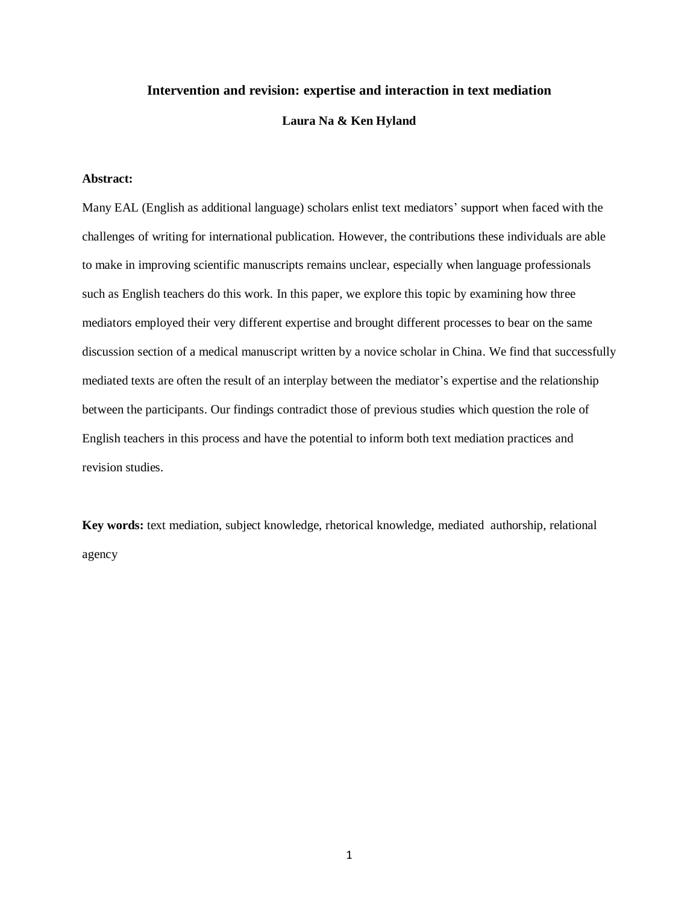# Intervention and revision: expertise and interaction in text mediation

**Laura Na & Ken Hyland**

**Abstract:**

Many EAL (English as additional language) scholars enlist text mediators' support when faced with the challenges of writing for international publication. However, the contributions these individuals are able to make in improving scientific manuscripts remains unclear, especially when language professionals such as English teachers do this work. In this paper, we explore this topic by examining how three mediators employed their very different expertise and brought different processes to bear on the same discussion section of a medical manuscript written by a novice scholar in China. We find that successfully mediated texts are often the result of an interplay between the mediator's expertise and the relationship between the participants. Our findings contradict those of previous studies which question the role of English teachers in this process and have the potential to inform both text mediation practices and revision studies.

**Key words:** text mediation, subject knowledge, rhetorical knowledge, mediated authorship, relational agency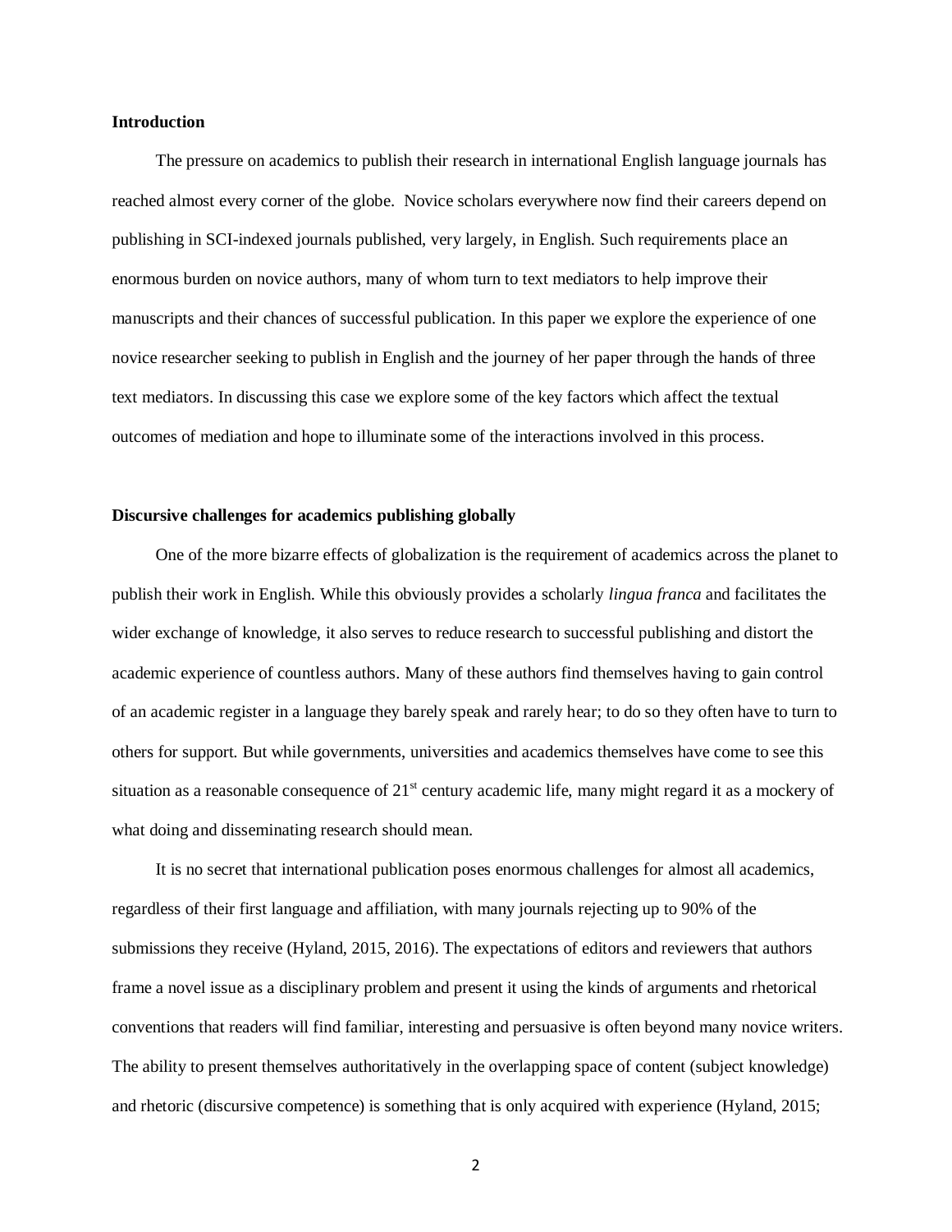## Introduction

The pressure on academics to publish their research in international English language journals has reached almost every corner of the globe. Novice scholars everywhere now find their careers depend on publishing in SCI-indexed journals published, very largely, in English. Such requirements place an enormous burden on novice authors, many of whom turn to text mediators to help improve their manuscripts and their chances of successful publication. In this paper we explore the experience of one novice researcher seeking to publish in English and the journey of her paper through the hands of three text mediators. In discussing this case we explore some of the key factors which affect the textual outcomes of mediation and hope to illuminate some of the interactions involved in this process.

## Discursive challenges for academics publishing globally

One of the more bizarre effects of globalization is the requirement of academics across the planet to publish their work in English. While this obviously provides a scholarly *lingua franca* and facilitates the wider exchange of knowledge, it also serves to reduce research to successful publishing and distort the academic experience of countless authors. Many of these authors find themselves having to gain control of an academic register in a language they barely speak and rarely hear; to do so they often have to turn to others for support. But while governments, universities and academics themselves have come to see this situation as a reasonable consequence of 21st century academic life, many might regard it as a mockery of what doing and disseminating research should mean.

It is no secret that international publication poses enormous challenges for almost all academics, regardless of their first language and affiliation, with many journals rejecting up to 90% of the submissions they receive (Hyland, 2015, 2016). The expectations of editors and reviewers that authors frame a novel issue as a disciplinary problem and present it using the kinds of arguments and rhetorical conventions that readers will find familiar, interesting and persuasive is often beyond many novice writers. The ability to present themselves authoritatively in the overlapping space of content (subject knowledge) and rhetoric (discursive competence) is something that is only acquired with experience (Hyland, 2015;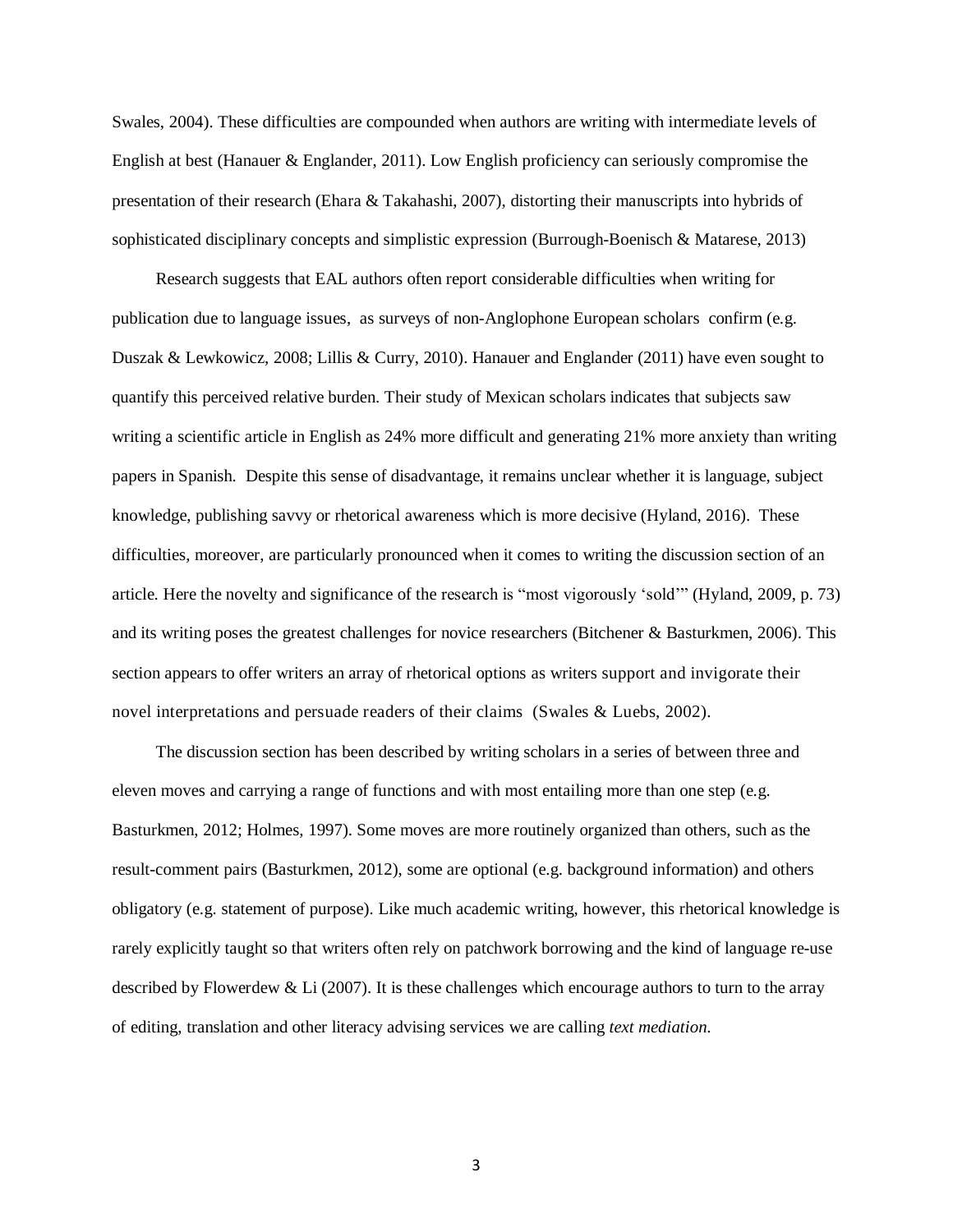Swales, 2004). These difficulties are compounded when authors are writing with intermediate levels of English at best (Hanauer & Englander, 2011). Low English proficiency can seriously compromise the presentation of their research (Ehara & Takahashi, 2007), distorting their manuscripts into hybrids of sophisticated disciplinary concepts and simplistic expression (Burrough-Boenisch & Matarese, 2013)

Research suggests that EAL authors often report considerable difficulties when writing for publication due to language issues, as surveys of non-Anglophone European scholars confirm (e.g. Duszak & Lewkowicz, 2008; Lillis & Curry, 2010). Hanauer and Englander (2011) have even sought to quantify this perceived relative burden. Their study of Mexican scholars indicates that subjects saw writing a scientific article in English as 24% more difficult and generating 21% more anxiety than writing papers in Spanish. Despite this sense of disadvantage, it remains unclear whether it is language, subject knowledge, publishing savvy or rhetorical awareness which is more decisive (Hyland, 2016). These difficulties, moreover, are particularly pronounced when it comes to writing the discussion section of an article. Here the novelty and significance of the research is "most vigorously 'sold'" (Hyland, 2009, p. 73) and its writing poses the greatest challenges for novice researchers (Bitchener & Basturkmen, 2006). This section appears to offer writers an array of rhetorical options as writers support and invigorate their novel interpretations and persuade readers of their claims (Swales & Luebs, 2002).

The discussion section has been described by writing scholars in a series of between three and eleven moves and carrying a range of functions and with most entailing more than one step (e.g. Basturkmen, 2012; Holmes, 1997). Some moves are more routinely organized than others, such as the result-comment pairs (Basturkmen, 2012), some are optional (e.g. background information) and others obligatory (e.g. statement of purpose). Like much academic writing, however, this rhetorical knowledge is rarely explicitly taught so that writers often rely on patchwork borrowing and the kind of language re-use described by Flowerdew & Li (2007). It is these challenges which encourage authors to turn to the array of editing, translation and other literacy advising services we are calling *text mediation.*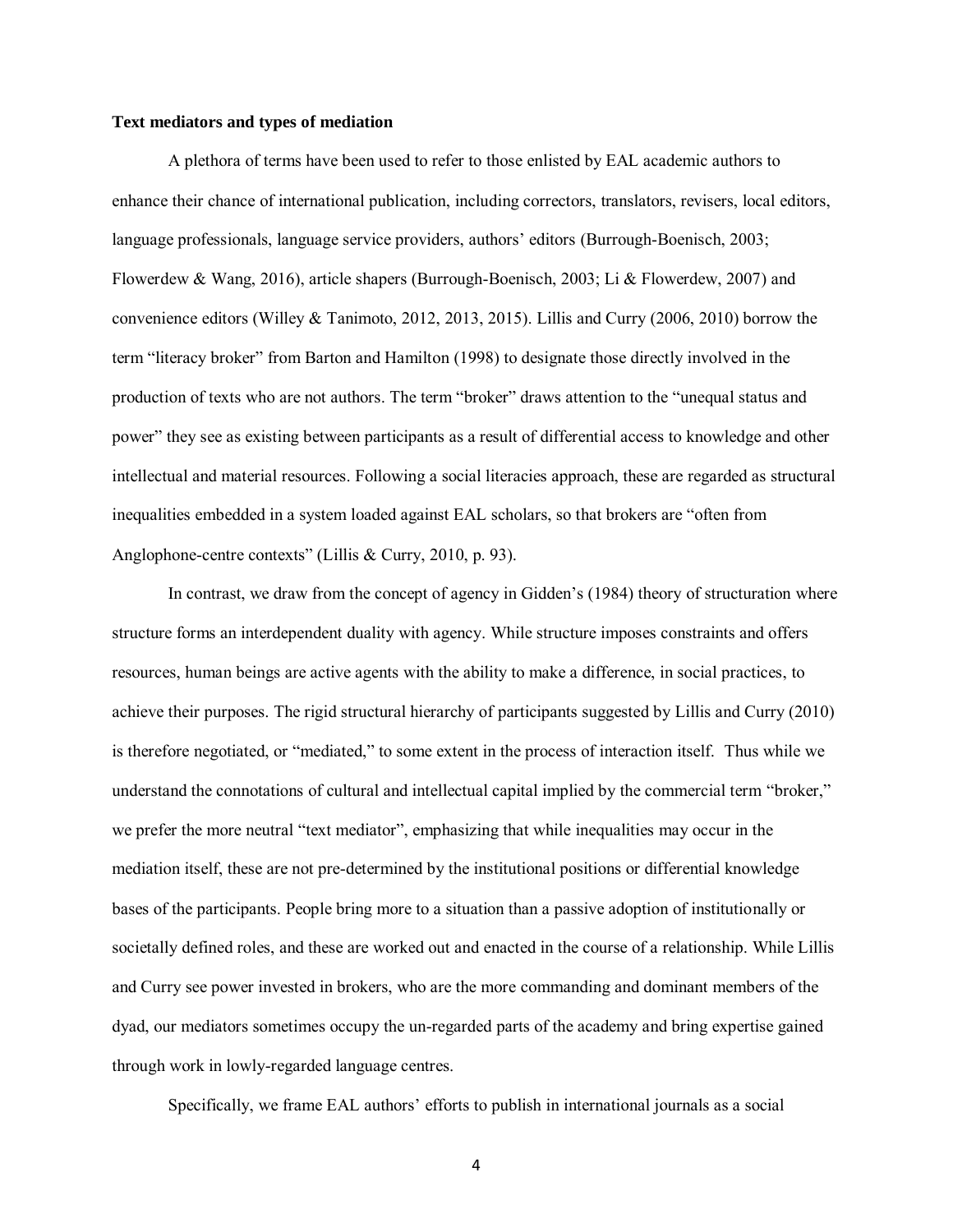**Text mediators and types of mediation**

A plethora of terms have been used to refer to those enlisted by EAL academic authors to enhance their chance of international publication, including correctors, translators, revisers, local editors, language professionals, language service providers, authors' editors (Burrough-Boenisch, 2003; Flowerdew & Wang, 2016), article shapers (Burrough-Boenisch, 2003; Li & Flowerdew, 2007) and convenience editors (Willey & Tanimoto, 2012, 2013, 2015). Lillis and Curry (2006, 2010) borrow the term "literacy broker" from Barton and Hamilton (1998) to designate those directly involved in the production of texts who are not authors. The term "broker" draws attention to the "unequal status and power" they see as existing between participants as a result of differential access to knowledge and other intellectual and material resources. Following a social literacies approach, these are regarded as structural inequalities embedded in a system loaded against EAL scholars, so that brokers are "often from Anglophone-centre contexts" (Lillis & Curry, 2010, p. 93).

In contrast, we draw from the concept of agency in Gidden's (1984) theory of structuration where structure forms an interdependent duality with agency. While structure imposes constraints and offers resources, human beings are active agents with the ability to make a difference, in social practices, to achieve their purposes. The rigid structural hierarchy of participants suggested by Lillis and Curry (2010) is therefore negotiated, or "mediated," to some extent in the process of interaction itself. Thus while we understand the connotations of cultural and intellectual capital implied by the commercial term "broker," we prefer the more neutral "text mediator", emphasizing that while inequalities may occur in the mediation itself, these are not pre-determined by the institutional positions or differential knowledge bases of the participants. People bring more to a situation than a passive adoption of institutionally or societally defined roles, and these are worked out and enacted in the course of a relationship. While Lillis and Curry see power invested in brokers, who are the more commanding and dominant members of the dyad, our mediators sometimes occupy the un-regarded parts of the academy and bring expertise gained through work in lowly-regarded language centres.

Specifically, we frame EAL authors' efforts to publish in international journals as a social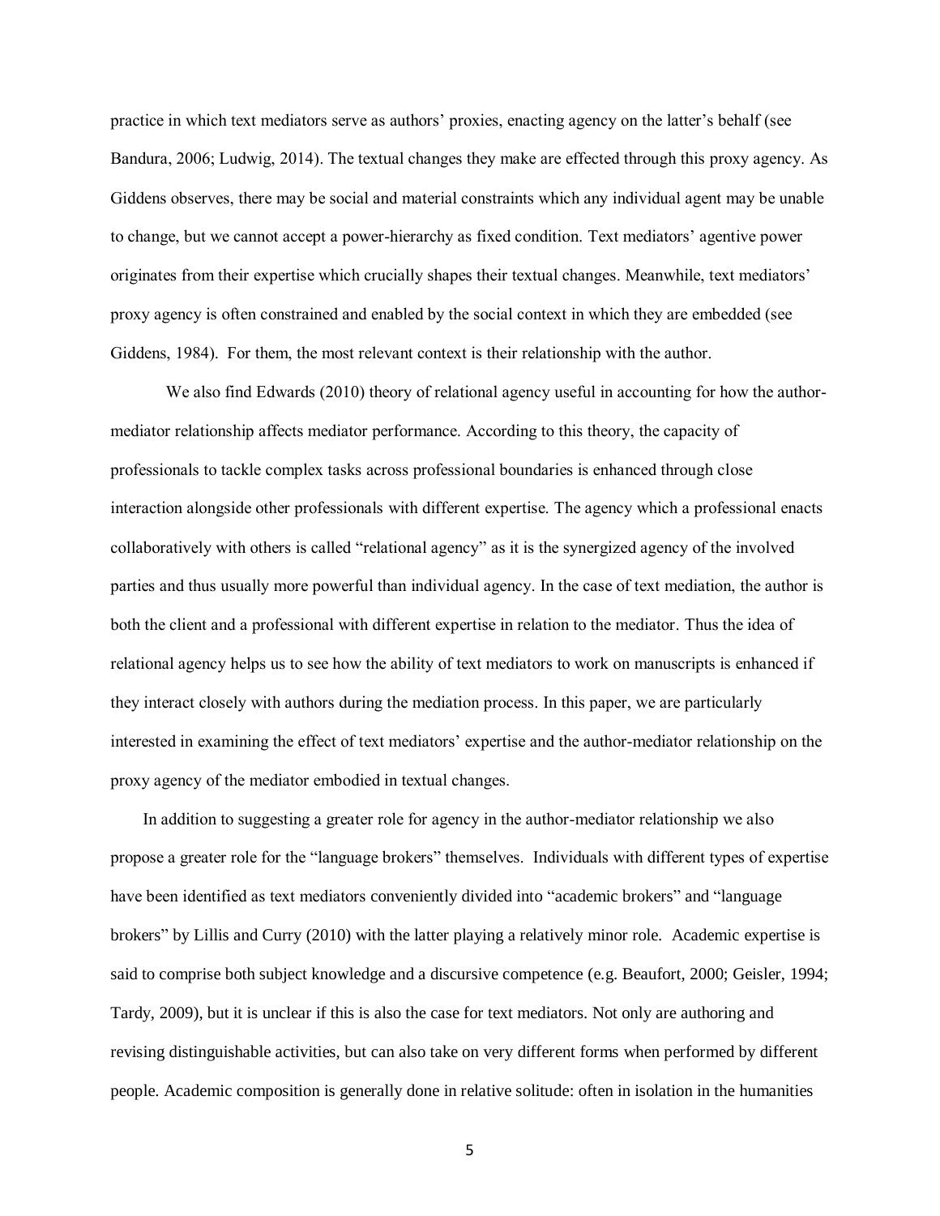practice in which text mediators serve as authors' proxies, enacting agency on the latter's behalf (see Bandura, 2006; Ludwig, 2014). The textual changes they make are effected through this proxy agency. As Giddens observes, there may be social and material constraints which any individual agent may be unable to change, but we cannot accept a power-hierarchy as fixed condition. Text mediators' agentive power originates from their expertise which crucially shapes their textual changes. Meanwhile, text mediators' proxy agency is often constrained and enabled by the social context in which they are embedded (see Giddens, 1984). For them, the most relevant context is their relationship with the author.

We also find Edwards (2010) theory of relational agency useful in accounting for how the author-mediator relationship affects mediator performance. According to this theory, the capacity of professionals to tackle complex tasks across professional boundaries is enhanced through close interaction alongside other professionals with different expertise. The agency which a professional enacts collaboratively with others is called "relational agency" as it is the synergized agency of the involved parties and thus usually more powerful than individual agency. In the case of text mediation, the author is both the client and a professional with different expertise in relation to the mediator. Thus the idea of relational agency helps us to see how the ability of text mediators to work on manuscripts is enhanced if they interact closely with authors during the mediation process. In this paper, we are particularly interested in examining the effect of text mediators' expertise and the author-mediator relationship on the proxy agency of the mediator embodied in textual changes.

In addition to suggesting a greater role for agency in the author-mediator relationship we also propose a greater role for the "language brokers" themselves. Individuals with different types of expertise have been identified as text mediators conveniently divided into "academic brokers" and "language brokers" by Lillis and Curry (2010) with the latter playing a relatively minor role. Academic expertise is said to comprise both subject knowledge and a discursive competence (e.g. Beaufort, 2000; Geisler, 1994; Tardy, 2009), but it is unclear if this is also the case for text mediators. Not only are authoring and revising distinguishable activities, but can also take on very different forms when performed by different people. Academic composition is generally done in relative solitude: often in isolation in the humanities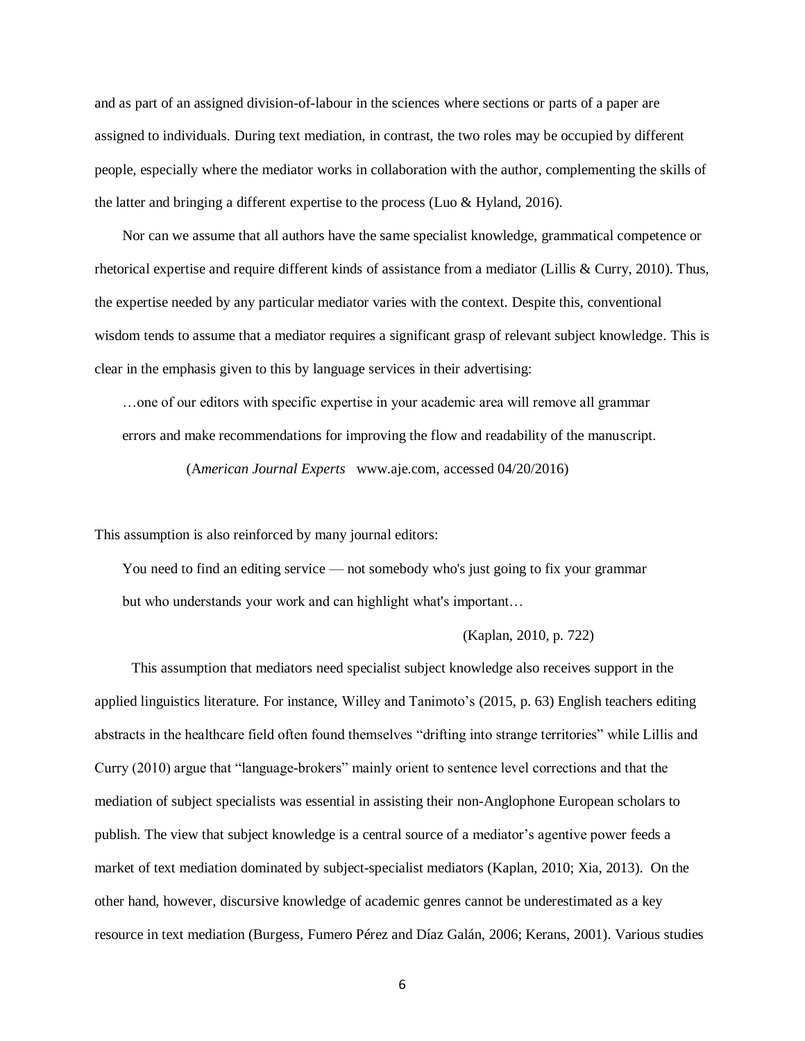and as part of an assigned division-of-labour in the sciences where sections or parts of a paper are assigned to individuals. During text mediation, in contrast, the two roles may be occupied by different people, especially where the mediator works in collaboration with the author, complementing the skills of the latter and bringing a different expertise to the process (Luo & Hyland, 2016).

Nor can we assume that all authors have the same specialist knowledge, grammatical competence or rhetorical expertise and require different kinds of assistance from a mediator (Lillis & Curry, 2010). Thus, the expertise needed by any particular mediator varies with the context. Despite this, conventional wisdom tends to assume that a mediator requires a significant grasp of relevant subject knowledge. This is clear in the emphasis given to this by language services in their advertising:

> …one of our editors with specific expertise in your academic area will remove all grammar errors and make recommendations for improving the flow and readability of the manuscript.
>
> (*American Journal Experts* www.aje.com, accessed 04/20/2016)

This assumption is also reinforced by many journal editors:

> You need to find an editing service — not somebody who's just going to fix your grammar but who understands your work and can highlight what's important…
>
> (Kaplan, 2010, p. 722)

This assumption that mediators need specialist subject knowledge also receives support in the applied linguistics literature. For instance, Willey and Tanimoto's (2015, p. 63) English teachers editing abstracts in the healthcare field often found themselves "drifting into strange territories" while Lillis and Curry (2010) argue that "language-brokers" mainly orient to sentence level corrections and that the mediation of subject specialists was essential in assisting their non-Anglophone European scholars to publish. The view that subject knowledge is a central source of a mediator's agentive power feeds a market of text mediation dominated by subject-specialist mediators (Kaplan, 2010; Xia, 2013). On the other hand, however, discursive knowledge of academic genres cannot be underestimated as a key resource in text mediation (Burgess, Fumero Pérez and Díaz Galán, 2006; Kerans, 2001). Various studies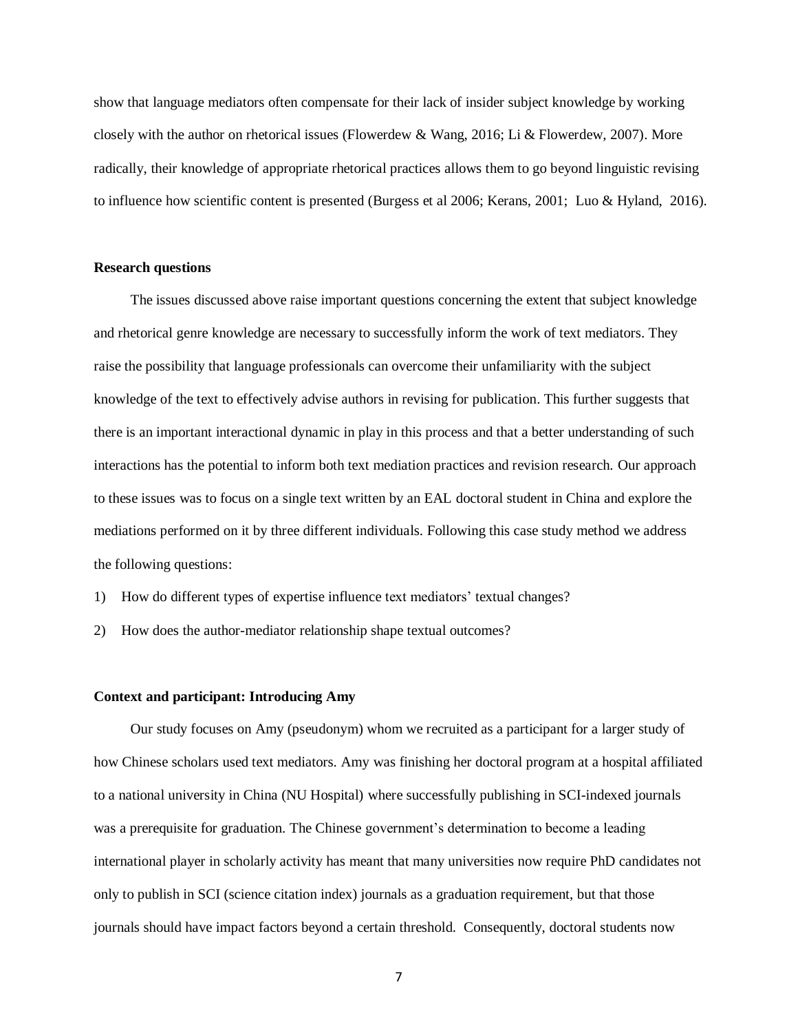show that language mediators often compensate for their lack of insider subject knowledge by working closely with the author on rhetorical issues (Flowerdew & Wang, 2016; Li & Flowerdew, 2007). More radically, their knowledge of appropriate rhetorical practices allows them to go beyond linguistic revising to influence how scientific content is presented (Burgess et al 2006; Kerans, 2001; Luo & Hyland, 2016).

## Research questions

The issues discussed above raise important questions concerning the extent that subject knowledge and rhetorical genre knowledge are necessary to successfully inform the work of text mediators. They raise the possibility that language professionals can overcome their unfamiliarity with the subject knowledge of the text to effectively advise authors in revising for publication. This further suggests that there is an important interactional dynamic in play in this process and that a better understanding of such interactions has the potential to inform both text mediation practices and revision research. Our approach to these issues was to focus on a single text written by an EAL doctoral student in China and explore the mediations performed on it by three different individuals. Following this case study method we address the following questions:

1) How do different types of expertise influence text mediators' textual changes?
2) How does the author-mediator relationship shape textual outcomes?

## Context and participant: Introducing Amy

Our study focuses on Amy (pseudonym) whom we recruited as a participant for a larger study of how Chinese scholars used text mediators. Amy was finishing her doctoral program at a hospital affiliated to a national university in China (NU Hospital) where successfully publishing in SCI-indexed journals was a prerequisite for graduation. The Chinese government's determination to become a leading international player in scholarly activity has meant that many universities now require PhD candidates not only to publish in SCI (science citation index) journals as a graduation requirement, but that those journals should have impact factors beyond a certain threshold. Consequently, doctoral students now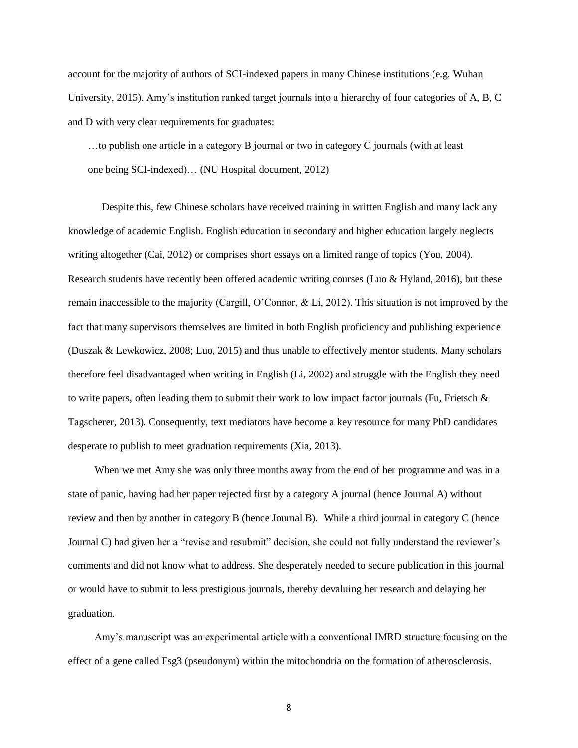account for the majority of authors of SCI-indexed papers in many Chinese institutions (e.g. Wuhan University, 2015). Amy's institution ranked target journals into a hierarchy of four categories of A, B, C and D with very clear requirements for graduates:

> …to publish one article in a category B journal or two in category C journals (with at least one being SCI-indexed)… (NU Hospital document, 2012)

Despite this, few Chinese scholars have received training in written English and many lack any knowledge of academic English. English education in secondary and higher education largely neglects writing altogether (Cai, 2012) or comprises short essays on a limited range of topics (You, 2004). Research students have recently been offered academic writing courses (Luo & Hyland, 2016), but these remain inaccessible to the majority (Cargill, O'Connor, & Li, 2012). This situation is not improved by the fact that many supervisors themselves are limited in both English proficiency and publishing experience (Duszak & Lewkowicz, 2008; Luo, 2015) and thus unable to effectively mentor students. Many scholars therefore feel disadvantaged when writing in English (Li, 2002) and struggle with the English they need to write papers, often leading them to submit their work to low impact factor journals (Fu, Frietsch & Tagscherer, 2013). Consequently, text mediators have become a key resource for many PhD candidates desperate to publish to meet graduation requirements (Xia, 2013).

When we met Amy she was only three months away from the end of her programme and was in a state of panic, having had her paper rejected first by a category A journal (hence Journal A) without review and then by another in category B (hence Journal B). While a third journal in category C (hence Journal C) had given her a "revise and resubmit" decision, she could not fully understand the reviewer's comments and did not know what to address. She desperately needed to secure publication in this journal or would have to submit to less prestigious journals, thereby devaluing her research and delaying her graduation.

Amy's manuscript was an experimental article with a conventional IMRD structure focusing on the effect of a gene called Fsg3 (pseudonym) within the mitochondria on the formation of atherosclerosis.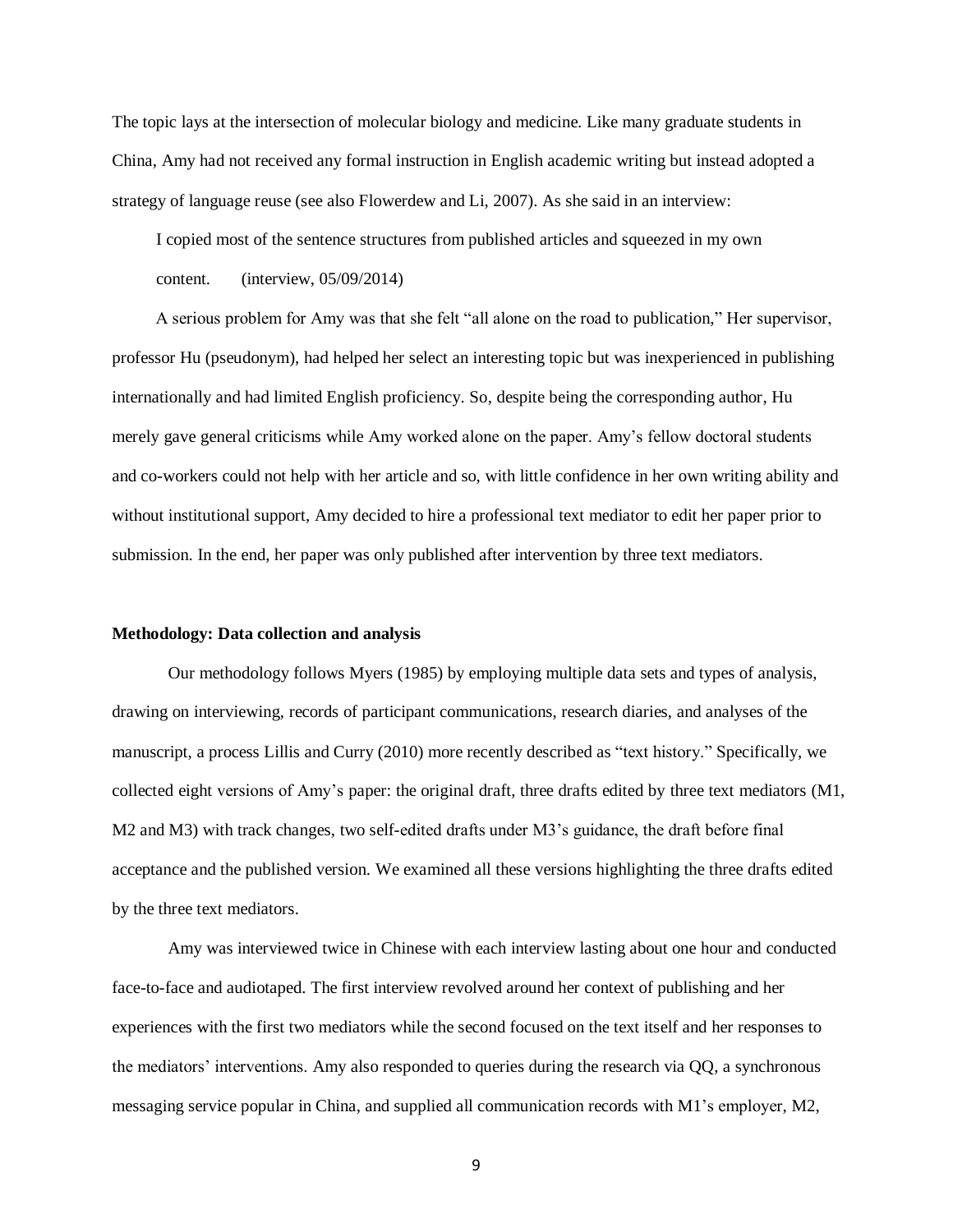The topic lays at the intersection of molecular biology and medicine. Like many graduate students in China, Amy had not received any formal instruction in English academic writing but instead adopted a strategy of language reuse (see also Flowerdew and Li, 2007). As she said in an interview:

> I copied most of the sentence structures from published articles and squeezed in my own content. (interview, 05/09/2014)

A serious problem for Amy was that she felt "all alone on the road to publication," Her supervisor, professor Hu (pseudonym), had helped her select an interesting topic but was inexperienced in publishing internationally and had limited English proficiency. So, despite being the corresponding author, Hu merely gave general criticisms while Amy worked alone on the paper. Amy's fellow doctoral students and co-workers could not help with her article and so, with little confidence in her own writing ability and without institutional support, Amy decided to hire a professional text mediator to edit her paper prior to submission. In the end, her paper was only published after intervention by three text mediators.

**Methodology: Data collection and analysis**

Our methodology follows Myers (1985) by employing multiple data sets and types of analysis, drawing on interviewing, records of participant communications, research diaries, and analyses of the manuscript, a process Lillis and Curry (2010) more recently described as "text history." Specifically, we collected eight versions of Amy's paper: the original draft, three drafts edited by three text mediators (M1, M2 and M3) with track changes, two self-edited drafts under M3's guidance, the draft before final acceptance and the published version. We examined all these versions highlighting the three drafts edited by the three text mediators.

Amy was interviewed twice in Chinese with each interview lasting about one hour and conducted face-to-face and audiotaped. The first interview revolved around her context of publishing and her experiences with the first two mediators while the second focused on the text itself and her responses to the mediators' interventions. Amy also responded to queries during the research via QQ, a synchronous messaging service popular in China, and supplied all communication records with M1's employer, M2,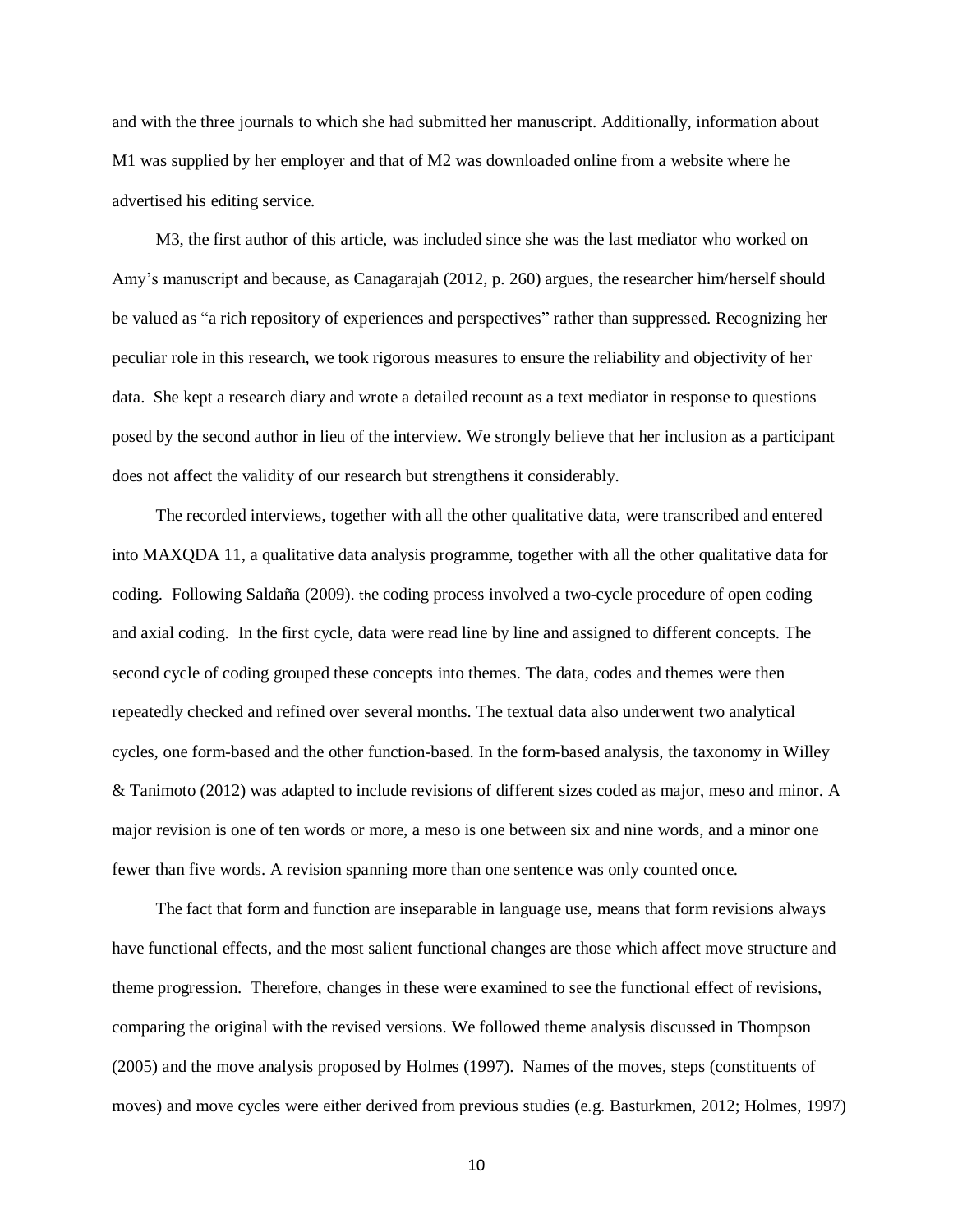and with the three journals to which she had submitted her manuscript. Additionally, information about M1 was supplied by her employer and that of M2 was downloaded online from a website where he advertised his editing service.

M3, the first author of this article, was included since she was the last mediator who worked on Amy's manuscript and because, as Canagarajah (2012, p. 260) argues, the researcher him/herself should be valued as "a rich repository of experiences and perspectives" rather than suppressed. Recognizing her peculiar role in this research, we took rigorous measures to ensure the reliability and objectivity of her data. She kept a research diary and wrote a detailed recount as a text mediator in response to questions posed by the second author in lieu of the interview. We strongly believe that her inclusion as a participant does not affect the validity of our research but strengthens it considerably.

The recorded interviews, together with all the other qualitative data, were transcribed and entered into MAXQDA 11, a qualitative data analysis programme, together with all the other qualitative data for coding. Following Saldaña (2009). the coding process involved a two-cycle procedure of open coding and axial coding. In the first cycle, data were read line by line and assigned to different concepts. The second cycle of coding grouped these concepts into themes. The data, codes and themes were then repeatedly checked and refined over several months. The textual data also underwent two analytical cycles, one form-based and the other function-based. In the form-based analysis, the taxonomy in Willey & Tanimoto (2012) was adapted to include revisions of different sizes coded as major, meso and minor. A major revision is one of ten words or more, a meso is one between six and nine words, and a minor one fewer than five words. A revision spanning more than one sentence was only counted once.

The fact that form and function are inseparable in language use, means that form revisions always have functional effects, and the most salient functional changes are those which affect move structure and theme progression. Therefore, changes in these were examined to see the functional effect of revisions, comparing the original with the revised versions. We followed theme analysis discussed in Thompson (2005) and the move analysis proposed by Holmes (1997). Names of the moves, steps (constituents of moves) and move cycles were either derived from previous studies (e.g. Basturkmen, 2012; Holmes, 1997)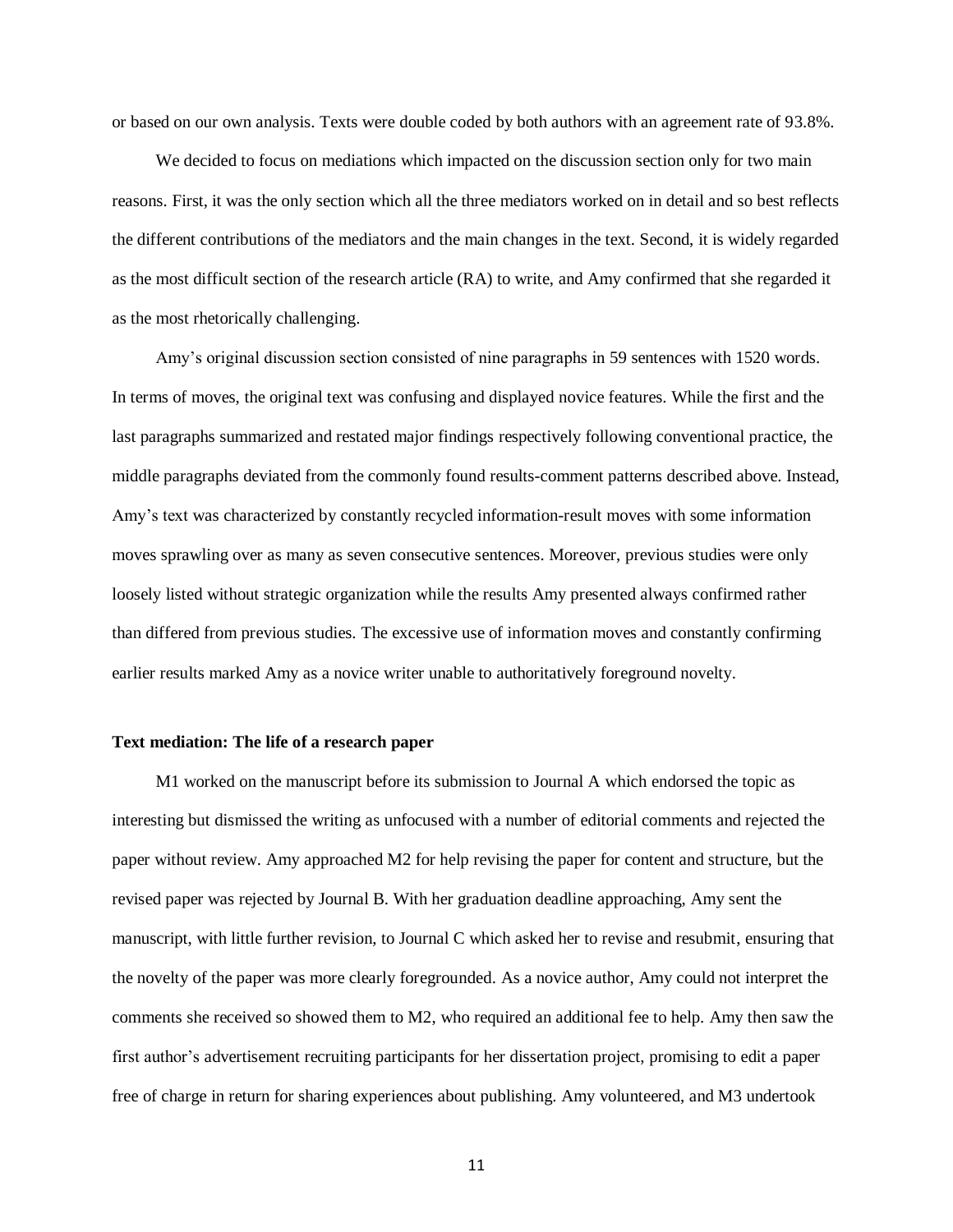or based on our own analysis. Texts were double coded by both authors with an agreement rate of 93.8%.

We decided to focus on mediations which impacted on the discussion section only for two main reasons. First, it was the only section which all the three mediators worked on in detail and so best reflects the different contributions of the mediators and the main changes in the text. Second, it is widely regarded as the most difficult section of the research article (RA) to write, and Amy confirmed that she regarded it as the most rhetorically challenging.

Amy's original discussion section consisted of nine paragraphs in 59 sentences with 1520 words. In terms of moves, the original text was confusing and displayed novice features. While the first and the last paragraphs summarized and restated major findings respectively following conventional practice, the middle paragraphs deviated from the commonly found results-comment patterns described above. Instead, Amy's text was characterized by constantly recycled information-result moves with some information moves sprawling over as many as seven consecutive sentences. Moreover, previous studies were only loosely listed without strategic organization while the results Amy presented always confirmed rather than differed from previous studies. The excessive use of information moves and constantly confirming earlier results marked Amy as a novice writer unable to authoritatively foreground novelty.

**Text mediation: The life of a research paper**

M1 worked on the manuscript before its submission to Journal A which endorsed the topic as interesting but dismissed the writing as unfocused with a number of editorial comments and rejected the paper without review. Amy approached M2 for help revising the paper for content and structure, but the revised paper was rejected by Journal B. With her graduation deadline approaching, Amy sent the manuscript, with little further revision, to Journal C which asked her to revise and resubmit, ensuring that the novelty of the paper was more clearly foregrounded. As a novice author, Amy could not interpret the comments she received so showed them to M2, who required an additional fee to help. Amy then saw the first author's advertisement recruiting participants for her dissertation project, promising to edit a paper free of charge in return for sharing experiences about publishing. Amy volunteered, and M3 undertook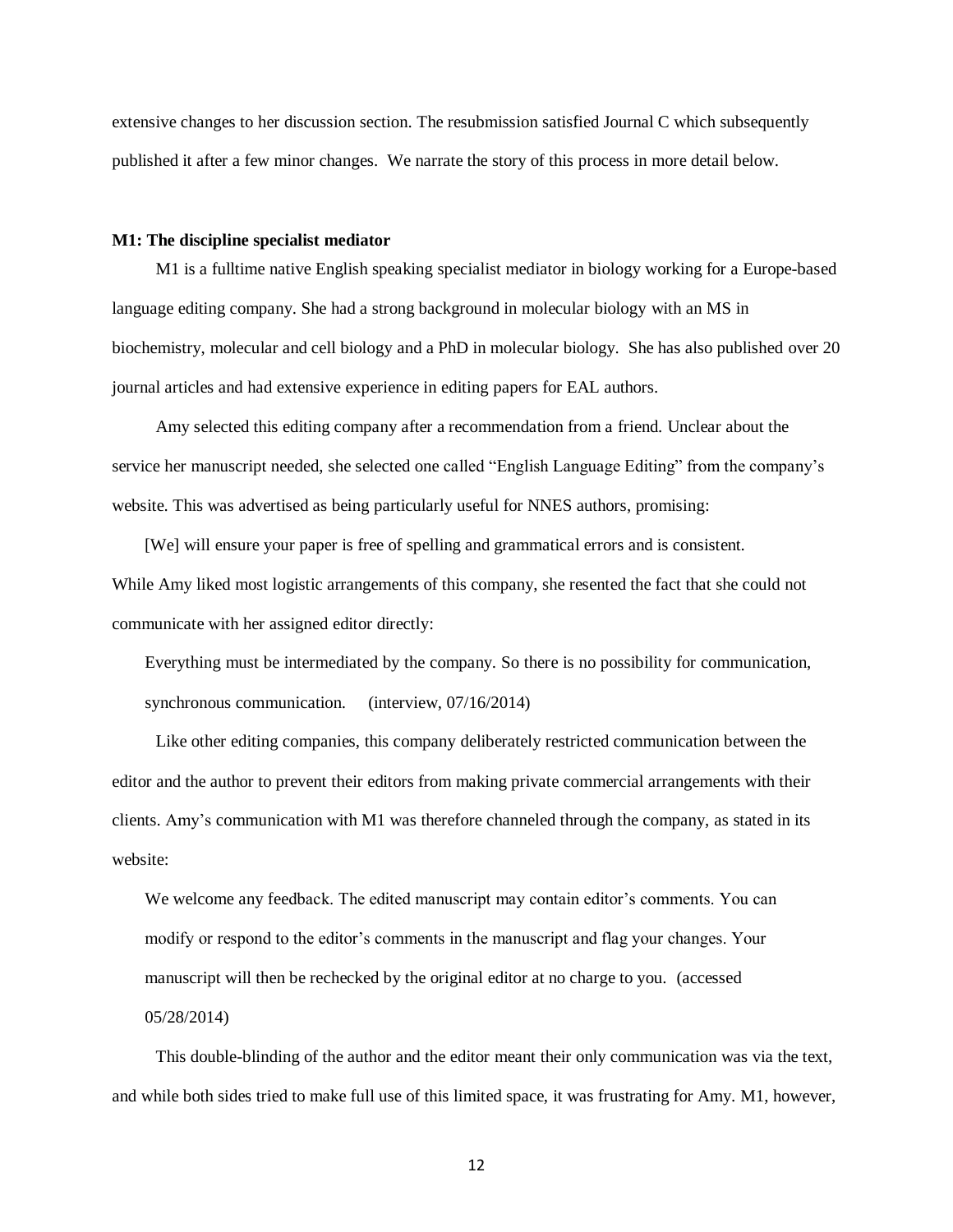extensive changes to her discussion section. The resubmission satisfied Journal C which subsequently published it after a few minor changes. We narrate the story of this process in more detail below.

**M1: The discipline specialist mediator**

M1 is a fulltime native English speaking specialist mediator in biology working for a Europe-based language editing company. She had a strong background in molecular biology with an MS in biochemistry, molecular and cell biology and a PhD in molecular biology. She has also published over 20 journal articles and had extensive experience in editing papers for EAL authors.

Amy selected this editing company after a recommendation from a friend. Unclear about the service her manuscript needed, she selected one called "English Language Editing" from the company's website. This was advertised as being particularly useful for NNES authors, promising:

> [We] will ensure your paper is free of spelling and grammatical errors and is consistent.

While Amy liked most logistic arrangements of this company, she resented the fact that she could not communicate with her assigned editor directly:

> Everything must be intermediated by the company. So there is no possibility for communication, synchronous communication. (interview, 07/16/2014)

Like other editing companies, this company deliberately restricted communication between the editor and the author to prevent their editors from making private commercial arrangements with their clients. Amy's communication with M1 was therefore channeled through the company, as stated in its website:

> We welcome any feedback. The edited manuscript may contain editor's comments. You can modify or respond to the editor's comments in the manuscript and flag your changes. Your manuscript will then be rechecked by the original editor at no charge to you. (accessed 05/28/2014)

This double-blinding of the author and the editor meant their only communication was via the text, and while both sides tried to make full use of this limited space, it was frustrating for Amy. M1, however,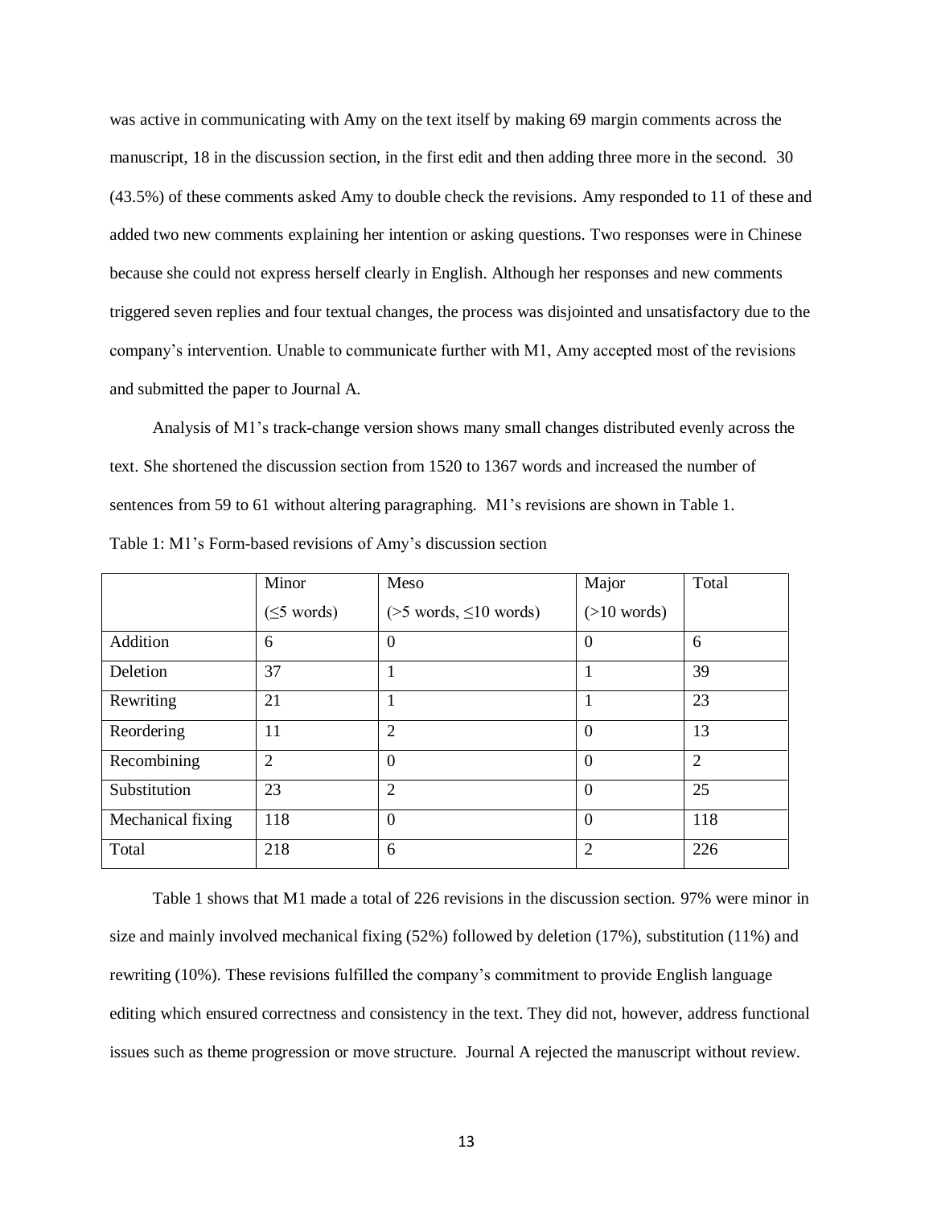was active in communicating with Amy on the text itself by making 69 margin comments across the manuscript, 18 in the discussion section, in the first edit and then adding three more in the second. 30 (43.5%) of these comments asked Amy to double check the revisions. Amy responded to 11 of these and added two new comments explaining her intention or asking questions. Two responses were in Chinese because she could not express herself clearly in English. Although her responses and new comments triggered seven replies and four textual changes, the process was disjointed and unsatisfactory due to the company's intervention. Unable to communicate further with M1, Amy accepted most of the revisions and submitted the paper to Journal A.

Analysis of M1's track-change version shows many small changes distributed evenly across the text. She shortened the discussion section from 1520 to 1367 words and increased the number of sentences from 59 to 61 without altering paragraphing. M1's revisions are shown in Table 1.

Table 1: M1's Form-based revisions of Amy's discussion section

| | Minor (≤5 words) | Meso (>5 words, ≤10 words) | Major (>10 words) | Total |
|---|---|---|---|---|
| Addition | 6 | 0 | 0 | 6 |
| Deletion | 37 | 1 | 1 | 39 |
| Rewriting | 21 | 1 | 1 | 23 |
| Reordering | 11 | 2 | 0 | 13 |
| Recombining | 2 | 0 | 0 | 2 |
| Substitution | 23 | 2 | 0 | 25 |
| Mechanical fixing | 118 | 0 | 0 | 118 |
| Total | 218 | 6 | 2 | 226 |

Table 1 shows that M1 made a total of 226 revisions in the discussion section. 97% were minor in size and mainly involved mechanical fixing (52%) followed by deletion (17%), substitution (11%) and rewriting (10%). These revisions fulfilled the company's commitment to provide English language editing which ensured correctness and consistency in the text. They did not, however, address functional issues such as theme progression or move structure. Journal A rejected the manuscript without review.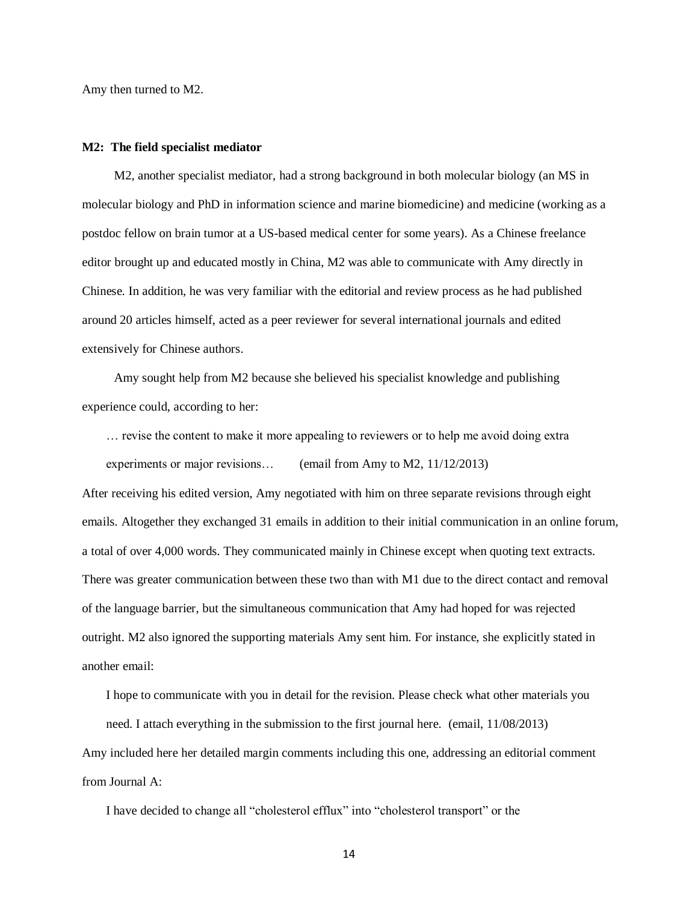Amy then turned to M2.

**M2: The field specialist mediator**

M2, another specialist mediator, had a strong background in both molecular biology (an MS in molecular biology and PhD in information science and marine biomedicine) and medicine (working as a postdoc fellow on brain tumor at a US-based medical center for some years). As a Chinese freelance editor brought up and educated mostly in China, M2 was able to communicate with Amy directly in Chinese. In addition, he was very familiar with the editorial and review process as he had published around 20 articles himself, acted as a peer reviewer for several international journals and edited extensively for Chinese authors.

Amy sought help from M2 because she believed his specialist knowledge and publishing experience could, according to her:

> … revise the content to make it more appealing to reviewers or to help me avoid doing extra experiments or major revisions… (email from Amy to M2, 11/12/2013)

After receiving his edited version, Amy negotiated with him on three separate revisions through eight emails. Altogether they exchanged 31 emails in addition to their initial communication in an online forum, a total of over 4,000 words. They communicated mainly in Chinese except when quoting text extracts. There was greater communication between these two than with M1 due to the direct contact and removal of the language barrier, but the simultaneous communication that Amy had hoped for was rejected outright. M2 also ignored the supporting materials Amy sent him. For instance, she explicitly stated in another email:

> I hope to communicate with you in detail for the revision. Please check what other materials you need. I attach everything in the submission to the first journal here. (email, 11/08/2013)

Amy included here her detailed margin comments including this one, addressing an editorial comment from Journal A:

> I have decided to change all "cholesterol efflux" into "cholesterol transport" or the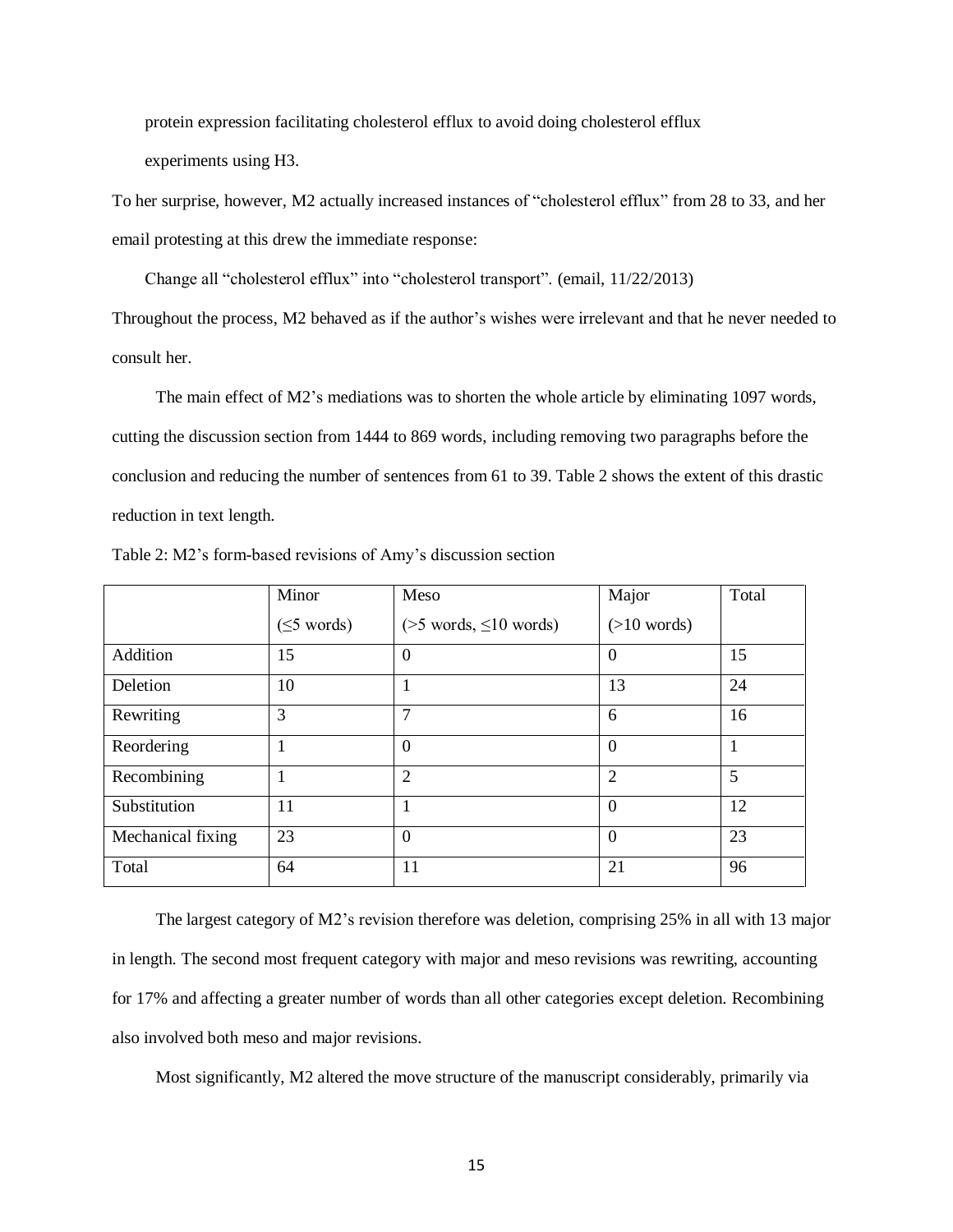protein expression facilitating cholesterol efflux to avoid doing cholesterol efflux experiments using H3.

To her surprise, however, M2 actually increased instances of "cholesterol efflux" from 28 to 33, and her email protesting at this drew the immediate response:

> Change all "cholesterol efflux" into "cholesterol transport". (email, 11/22/2013)

Throughout the process, M2 behaved as if the author's wishes were irrelevant and that he never needed to consult her.

The main effect of M2's mediations was to shorten the whole article by eliminating 1097 words, cutting the discussion section from 1444 to 869 words, including removing two paragraphs before the conclusion and reducing the number of sentences from 61 to 39. Table 2 shows the extent of this drastic reduction in text length.

Table 2: M2's form-based revisions of Amy's discussion section

| | Minor (≤5 words) | Meso (>5 words, ≤10 words) | Major (>10 words) | Total |
|---|---|---|---|---|
| Addition | 15 | 0 | 0 | 15 |
| Deletion | 10 | 1 | 13 | 24 |
| Rewriting | 3 | 7 | 6 | 16 |
| Reordering | 1 | 0 | 0 | 1 |
| Recombining | 1 | 2 | 2 | 5 |
| Substitution | 11 | 1 | 0 | 12 |
| Mechanical fixing | 23 | 0 | 0 | 23 |
| Total | 64 | 11 | 21 | 96 |

The largest category of M2's revision therefore was deletion, comprising 25% in all with 13 major in length. The second most frequent category with major and meso revisions was rewriting, accounting for 17% and affecting a greater number of words than all other categories except deletion. Recombining also involved both meso and major revisions.

Most significantly, M2 altered the move structure of the manuscript considerably, primarily via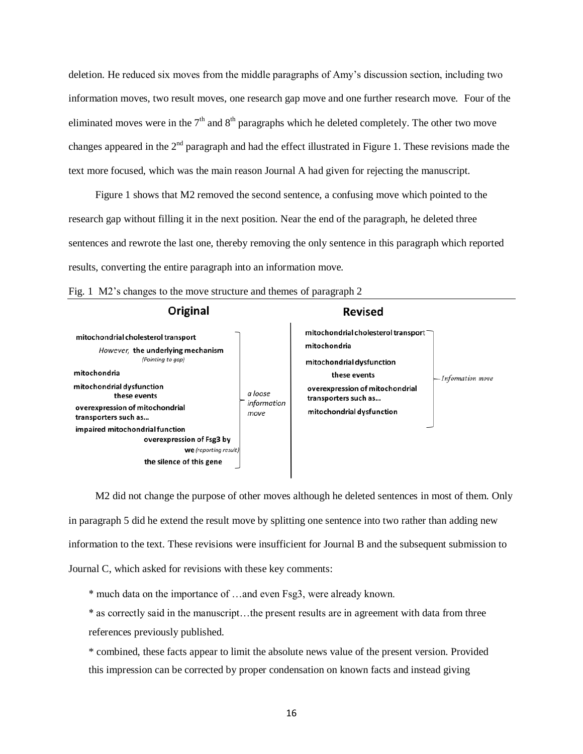deletion. He reduced six moves from the middle paragraphs of Amy's discussion section, including two information moves, two result moves, one research gap move and one further research move. Four of the eliminated moves were in the 7th and 8th paragraphs which he deleted completely. The other two move changes appeared in the 2nd paragraph and had the effect illustrated in Figure 1. These revisions made the text more focused, which was the main reason Journal A had given for rejecting the manuscript.

Figure 1 shows that M2 removed the second sentence, a confusing move which pointed to the research gap without filling it in the next position. Near the end of the paragraph, he deleted three sentences and rewrote the last one, thereby removing the only sentence in this paragraph which reported results, converting the entire paragraph into an information move.

Fig. 1 M2's changes to the move structure and themes of paragraph 2

| Original | | Revised | |
|---|---|---|---|
| **mitochondrial cholesterol transport** | a loose information move | **mitochondrial cholesterol transport** | *Information move* |
| *However,* **the underlying mechanism** *(Pointing to gap)* | | **mitochondria** | |
| **mitochondria** | | **mitochondrial dysfunction** | |
| **mitochondrial dysfunction** | | **these events** | |
| **these events** | | **overexpression of mitochondrial transporters such as…** | |
| **overexpression of mitochondrial transporters such as…** | | **mitochondrial dysfunction** | |
| **impaired mitochondrial function** | | | |
| **overexpression of Fsg3 by** | | | |
| **we** *(reporting result)* | | | |
| **the silence of this gene** | | | |

M2 did not change the purpose of other moves although he deleted sentences in most of them. Only in paragraph 5 did he extend the result move by splitting one sentence into two rather than adding new information to the text. These revisions were insufficient for Journal B and the subsequent submission to Journal C, which asked for revisions with these key comments:

* much data on the importance of …and even Fsg3, were already known.
* as correctly said in the manuscript…the present results are in agreement with data from three references previously published.
* combined, these facts appear to limit the absolute news value of the present version. Provided this impression can be corrected by proper condensation on known facts and instead giving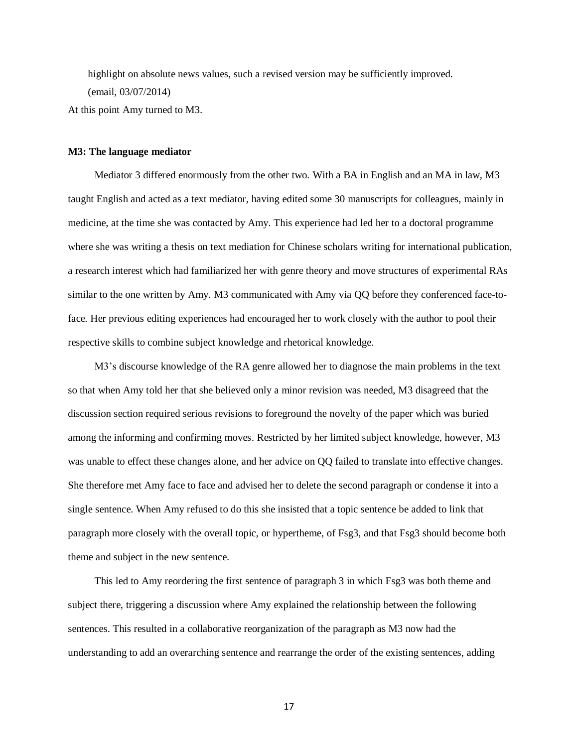highlight on absolute news values, such a revised version may be sufficiently improved. (email, 03/07/2014)

At this point Amy turned to M3.

**M3: The language mediator**

Mediator 3 differed enormously from the other two. With a BA in English and an MA in law, M3 taught English and acted as a text mediator, having edited some 30 manuscripts for colleagues, mainly in medicine, at the time she was contacted by Amy. This experience had led her to a doctoral programme where she was writing a thesis on text mediation for Chinese scholars writing for international publication, a research interest which had familiarized her with genre theory and move structures of experimental RAs similar to the one written by Amy. M3 communicated with Amy via QQ before they conferenced face-to-face. Her previous editing experiences had encouraged her to work closely with the author to pool their respective skills to combine subject knowledge and rhetorical knowledge.

M3's discourse knowledge of the RA genre allowed her to diagnose the main problems in the text so that when Amy told her that she believed only a minor revision was needed, M3 disagreed that the discussion section required serious revisions to foreground the novelty of the paper which was buried among the informing and confirming moves. Restricted by her limited subject knowledge, however, M3 was unable to effect these changes alone, and her advice on QQ failed to translate into effective changes. She therefore met Amy face to face and advised her to delete the second paragraph or condense it into a single sentence. When Amy refused to do this she insisted that a topic sentence be added to link that paragraph more closely with the overall topic, or hypertheme, of Fsg3, and that Fsg3 should become both theme and subject in the new sentence.

This led to Amy reordering the first sentence of paragraph 3 in which Fsg3 was both theme and subject there, triggering a discussion where Amy explained the relationship between the following sentences. This resulted in a collaborative reorganization of the paragraph as M3 now had the understanding to add an overarching sentence and rearrange the order of the existing sentences, adding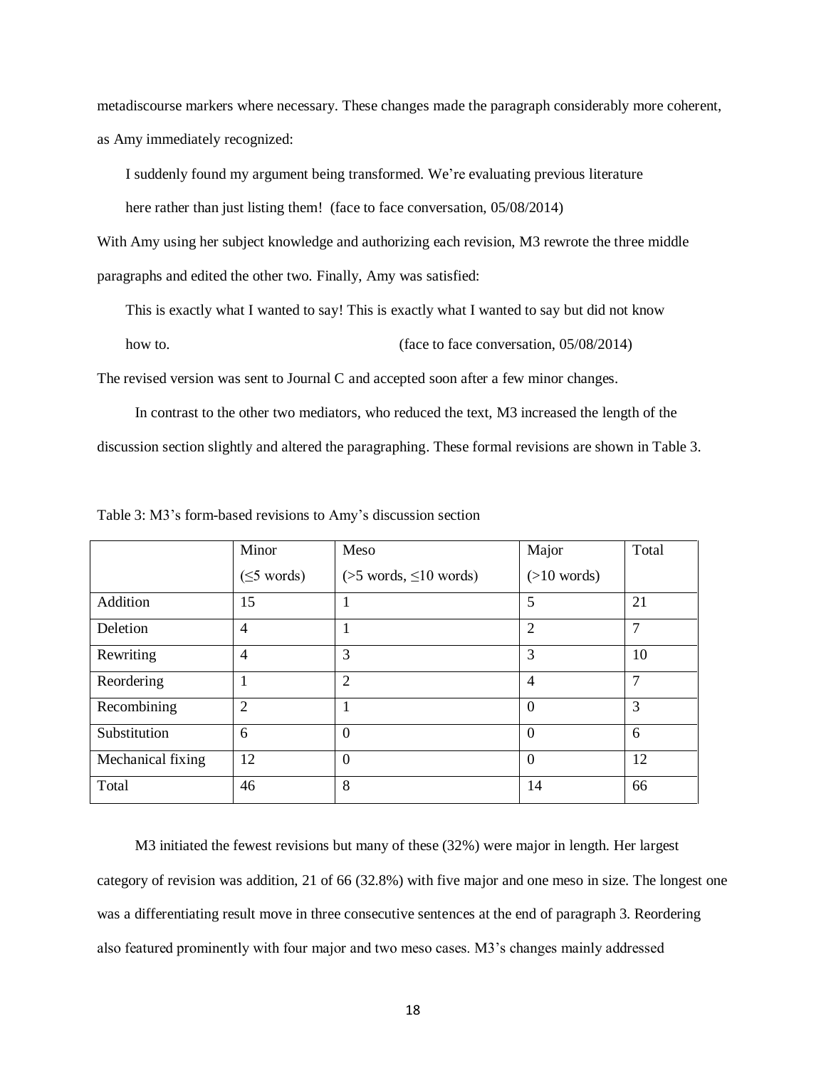metadiscourse markers where necessary. These changes made the paragraph considerably more coherent, as Amy immediately recognized:

> I suddenly found my argument being transformed. We're evaluating previous literature here rather than just listing them! (face to face conversation, 05/08/2014)

With Amy using her subject knowledge and authorizing each revision, M3 rewrote the three middle paragraphs and edited the other two. Finally, Amy was satisfied:

> This is exactly what I wanted to say! This is exactly what I wanted to say but did not know how to. (face to face conversation, 05/08/2014)

The revised version was sent to Journal C and accepted soon after a few minor changes.

In contrast to the other two mediators, who reduced the text, M3 increased the length of the discussion section slightly and altered the paragraphing. These formal revisions are shown in Table 3.

Table 3: M3's form-based revisions to Amy's discussion section

| | Minor (≤5 words) | Meso (>5 words, ≤10 words) | Major (>10 words) | Total |
|---|---|---|---|---|
| Addition | 15 | 1 | 5 | 21 |
| Deletion | 4 | 1 | 2 | 7 |
| Rewriting | 4 | 3 | 3 | 10 |
| Reordering | 1 | 2 | 4 | 7 |
| Recombining | 2 | 1 | 0 | 3 |
| Substitution | 6 | 0 | 0 | 6 |
| Mechanical fixing | 12 | 0 | 0 | 12 |
| Total | 46 | 8 | 14 | 66 |

M3 initiated the fewest revisions but many of these (32%) were major in length. Her largest category of revision was addition, 21 of 66 (32.8%) with five major and one meso in size. The longest one was a differentiating result move in three consecutive sentences at the end of paragraph 3. Reordering also featured prominently with four major and two meso cases. M3's changes mainly addressed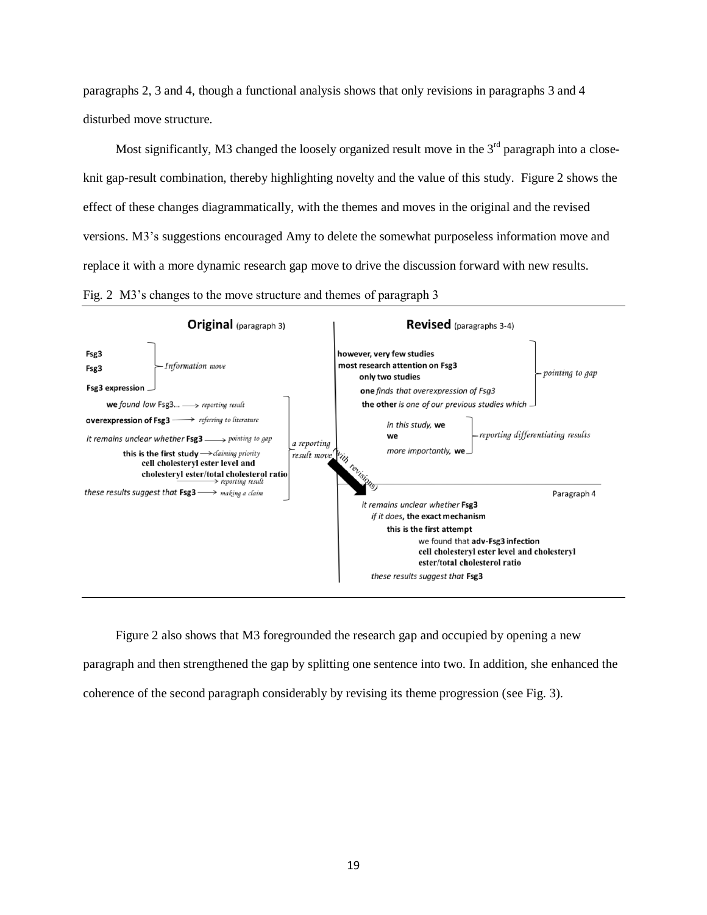paragraphs 2, 3 and 4, though a functional analysis shows that only revisions in paragraphs 3 and 4 disturbed move structure.

Most significantly, M3 changed the loosely organized result move in the 3rd paragraph into a close-knit gap-result combination, thereby highlighting novelty and the value of this study. Figure 2 shows the effect of these changes diagrammatically, with the themes and moves in the original and the revised versions. M3's suggestions encouraged Amy to delete the somewhat purposeless information move and replace it with a more dynamic research gap move to drive the discussion forward with new results.

Fig. 2 M3's changes to the move structure and themes of paragraph 3

**Original** (paragraph 3)

- **Fsg3**
- **Fsg3**
- **Fsg3 expression** — *Information move*
- **we** *found low* Fsg3... → *reporting result*
- **overexpression of Fsg3** → *referring to literature*
- *it remains unclear whether* **Fsg3** → *pointing to gap*
- **this is the first study** → *claiming priority*
- **cell cholesteryl ester level and cholesteryl ester/total cholesterol ratio** → *reporting result*
- *these results suggest that* **Fsg3** → *making a claim*

(*a reporting result move* — *with revisions*)

**Revised** (paragraphs 3-4)

- **however, very few studies**
- **most research attention on Fsg3**
- **only two studies**
- **one** *finds that overexpression of Fsg3*
- **the other** *is one of our previous studies which* — *pointing to gap*
- *in this study,* **we**
- **we**
- *more importantly,* **we** — *reporting differentiating results*

Paragraph 4

- *it remains unclear whether* **Fsg3**
- *if it does,* **the exact mechanism**
- **this is the first attempt**
- we found that **adv-Fsg3 infection**
- **cell cholesteryl ester level and cholesteryl ester/total cholesterol ratio**
- *these results suggest that* **Fsg3**

Figure 2 also shows that M3 foregrounded the research gap and occupied by opening a new paragraph and then strengthened the gap by splitting one sentence into two. In addition, she enhanced the coherence of the second paragraph considerably by revising its theme progression (see Fig. 3).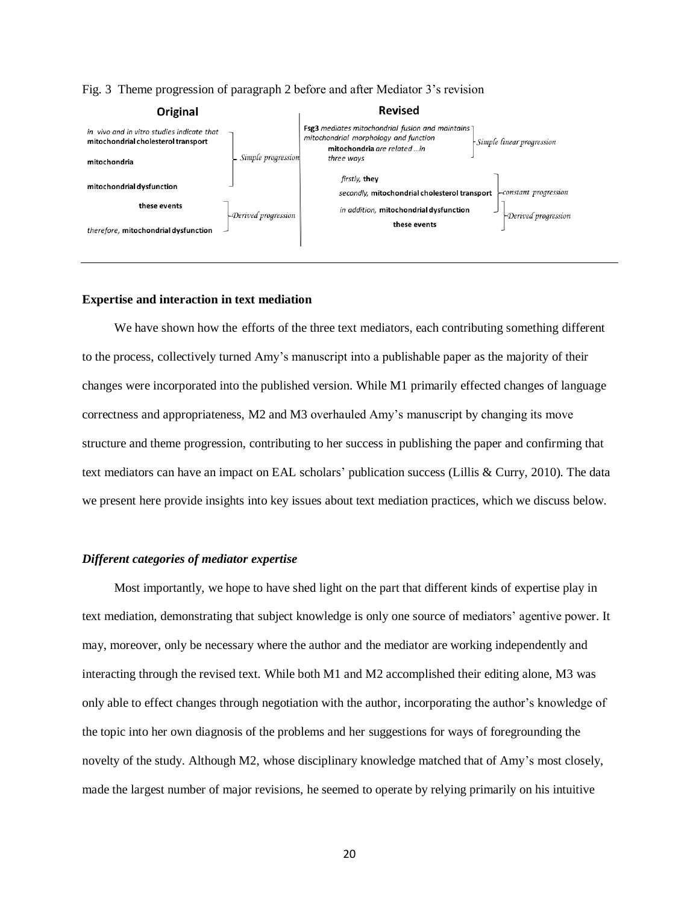Fig. 3 Theme progression of paragraph 2 before and after Mediator 3's revision

| Original | | Revised | |
|---|---|---|---|
| *in vivo and in vitro studies indicate that* **mitochondrial cholesterol transport** | Simple progression | **Fsg3** *mediates mitochondrial fusion and maintains mitochondrial morphology and function* | Simple linear progression |
| **mitochondria** | | **mitochondria** *are related …in three ways* | |
| **mitochondrial dysfunction** | | *firstly,* **they** | constant progression |
| **these events** | Derived progression | *secondly,* **mitochondrial cholesterol transport** | |
| *therefore,* **mitochondrial dysfunction** | | *in addition,* **mitochondrial dysfunction** | Derived progression |
| | | **these events** | |

## Expertise and interaction in text mediation

We have shown how the efforts of the three text mediators, each contributing something different to the process, collectively turned Amy's manuscript into a publishable paper as the majority of their changes were incorporated into the published version. While M1 primarily effected changes of language correctness and appropriateness, M2 and M3 overhauled Amy's manuscript by changing its move structure and theme progression, contributing to her success in publishing the paper and confirming that text mediators can have an impact on EAL scholars' publication success (Lillis & Curry, 2010). The data we present here provide insights into key issues about text mediation practices, which we discuss below.

### *Different categories of mediator expertise*

Most importantly, we hope to have shed light on the part that different kinds of expertise play in text mediation, demonstrating that subject knowledge is only one source of mediators' agentive power. It may, moreover, only be necessary where the author and the mediator are working independently and interacting through the revised text. While both M1 and M2 accomplished their editing alone, M3 was only able to effect changes through negotiation with the author, incorporating the author's knowledge of the topic into her own diagnosis of the problems and her suggestions for ways of foregrounding the novelty of the study. Although M2, whose disciplinary knowledge matched that of Amy's most closely, made the largest number of major revisions, he seemed to operate by relying primarily on his intuitive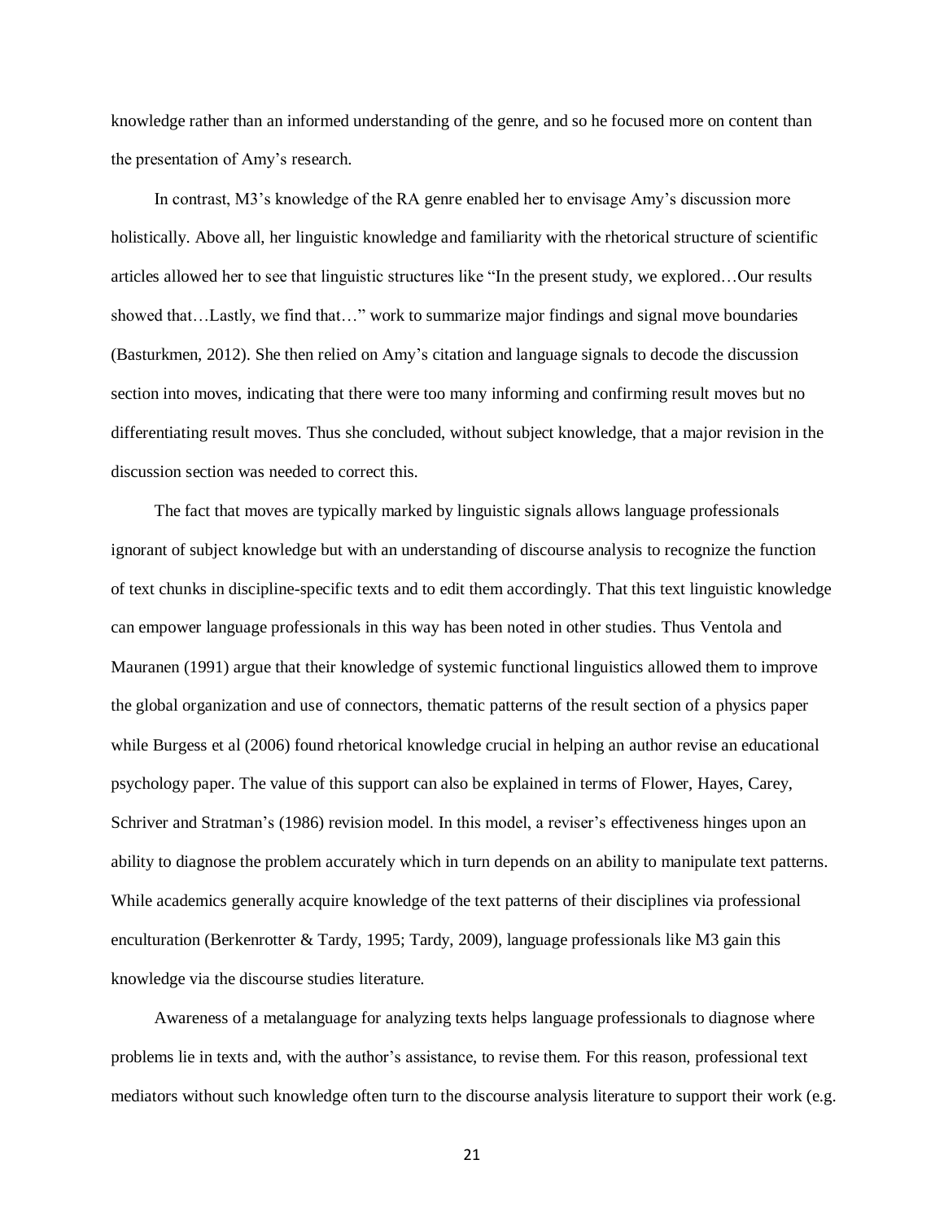knowledge rather than an informed understanding of the genre, and so he focused more on content than the presentation of Amy's research.

In contrast, M3's knowledge of the RA genre enabled her to envisage Amy's discussion more holistically. Above all, her linguistic knowledge and familiarity with the rhetorical structure of scientific articles allowed her to see that linguistic structures like "In the present study, we explored…Our results showed that…Lastly, we find that…" work to summarize major findings and signal move boundaries (Basturkmen, 2012). She then relied on Amy's citation and language signals to decode the discussion section into moves, indicating that there were too many informing and confirming result moves but no differentiating result moves. Thus she concluded, without subject knowledge, that a major revision in the discussion section was needed to correct this.

The fact that moves are typically marked by linguistic signals allows language professionals ignorant of subject knowledge but with an understanding of discourse analysis to recognize the function of text chunks in discipline-specific texts and to edit them accordingly. That this text linguistic knowledge can empower language professionals in this way has been noted in other studies. Thus Ventola and Mauranen (1991) argue that their knowledge of systemic functional linguistics allowed them to improve the global organization and use of connectors, thematic patterns of the result section of a physics paper while Burgess et al (2006) found rhetorical knowledge crucial in helping an author revise an educational psychology paper. The value of this support can also be explained in terms of Flower, Hayes, Carey, Schriver and Stratman's (1986) revision model. In this model, a reviser's effectiveness hinges upon an ability to diagnose the problem accurately which in turn depends on an ability to manipulate text patterns. While academics generally acquire knowledge of the text patterns of their disciplines via professional enculturation (Berkenrotter & Tardy, 1995; Tardy, 2009), language professionals like M3 gain this knowledge via the discourse studies literature.

Awareness of a metalanguage for analyzing texts helps language professionals to diagnose where problems lie in texts and, with the author's assistance, to revise them. For this reason, professional text mediators without such knowledge often turn to the discourse analysis literature to support their work (e.g.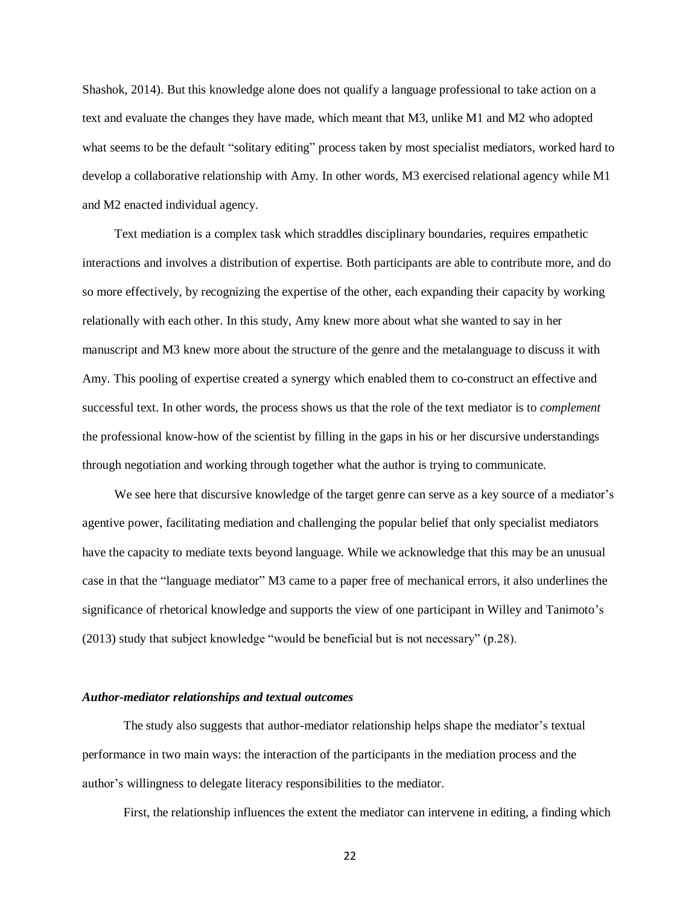Shashok, 2014). But this knowledge alone does not qualify a language professional to take action on a text and evaluate the changes they have made, which meant that M3, unlike M1 and M2 who adopted what seems to be the default "solitary editing" process taken by most specialist mediators, worked hard to develop a collaborative relationship with Amy. In other words, M3 exercised relational agency while M1 and M2 enacted individual agency.

Text mediation is a complex task which straddles disciplinary boundaries, requires empathetic interactions and involves a distribution of expertise. Both participants are able to contribute more, and do so more effectively, by recognizing the expertise of the other, each expanding their capacity by working relationally with each other. In this study, Amy knew more about what she wanted to say in her manuscript and M3 knew more about the structure of the genre and the metalanguage to discuss it with Amy. This pooling of expertise created a synergy which enabled them to co-construct an effective and successful text. In other words, the process shows us that the role of the text mediator is to *complement* the professional know-how of the scientist by filling in the gaps in his or her discursive understandings through negotiation and working through together what the author is trying to communicate.

We see here that discursive knowledge of the target genre can serve as a key source of a mediator's agentive power, facilitating mediation and challenging the popular belief that only specialist mediators have the capacity to mediate texts beyond language. While we acknowledge that this may be an unusual case in that the "language mediator" M3 came to a paper free of mechanical errors, it also underlines the significance of rhetorical knowledge and supports the view of one participant in Willey and Tanimoto's (2013) study that subject knowledge "would be beneficial but is not necessary" (p.28).

### *Author-mediator relationships and textual outcomes*

The study also suggests that author-mediator relationship helps shape the mediator's textual performance in two main ways: the interaction of the participants in the mediation process and the author's willingness to delegate literacy responsibilities to the mediator.

First, the relationship influences the extent the mediator can intervene in editing, a finding which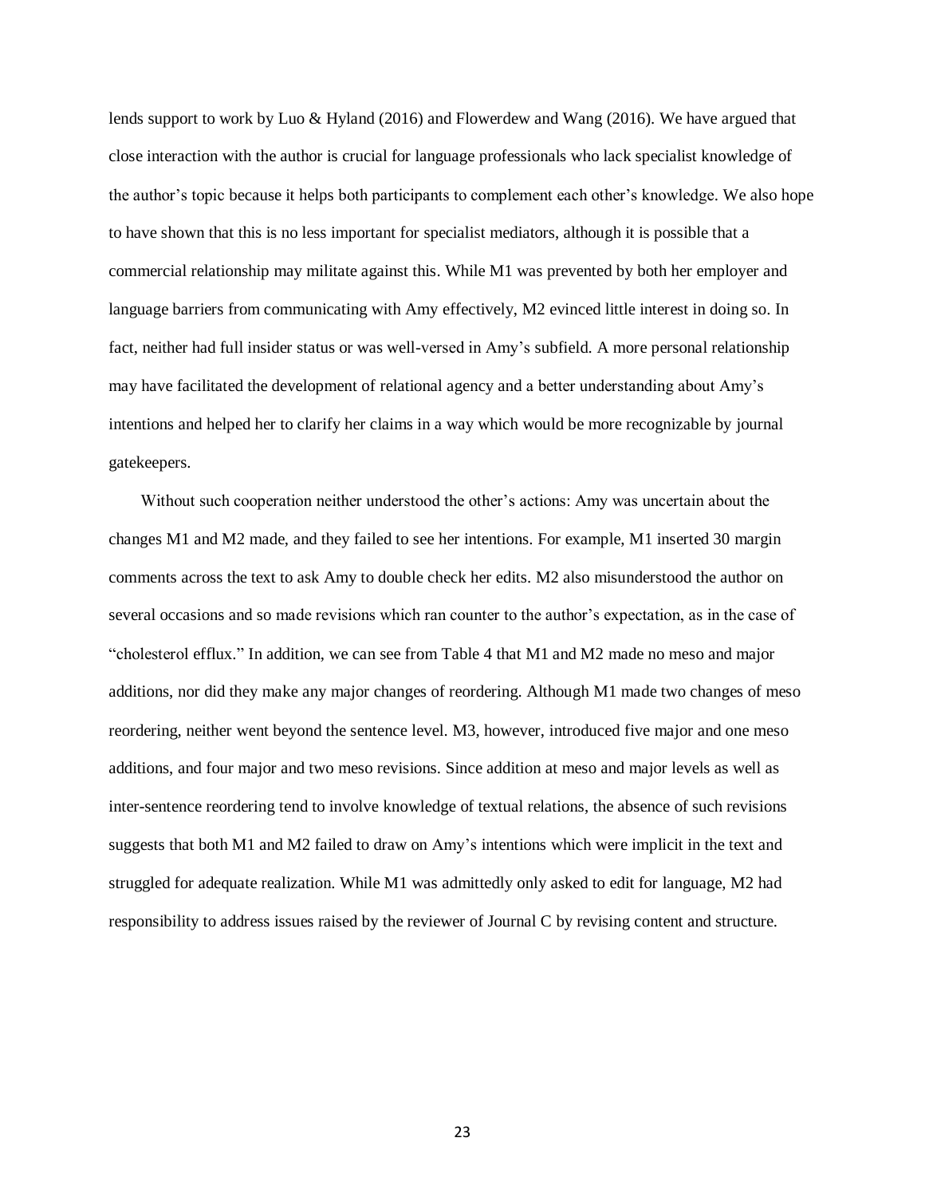lends support to work by Luo & Hyland (2016) and Flowerdew and Wang (2016). We have argued that close interaction with the author is crucial for language professionals who lack specialist knowledge of the author's topic because it helps both participants to complement each other's knowledge. We also hope to have shown that this is no less important for specialist mediators, although it is possible that a commercial relationship may militate against this. While M1 was prevented by both her employer and language barriers from communicating with Amy effectively, M2 evinced little interest in doing so. In fact, neither had full insider status or was well-versed in Amy's subfield. A more personal relationship may have facilitated the development of relational agency and a better understanding about Amy's intentions and helped her to clarify her claims in a way which would be more recognizable by journal gatekeepers.

Without such cooperation neither understood the other's actions: Amy was uncertain about the changes M1 and M2 made, and they failed to see her intentions. For example, M1 inserted 30 margin comments across the text to ask Amy to double check her edits. M2 also misunderstood the author on several occasions and so made revisions which ran counter to the author's expectation, as in the case of "cholesterol efflux." In addition, we can see from Table 4 that M1 and M2 made no meso and major additions, nor did they make any major changes of reordering. Although M1 made two changes of meso reordering, neither went beyond the sentence level. M3, however, introduced five major and one meso additions, and four major and two meso revisions. Since addition at meso and major levels as well as inter-sentence reordering tend to involve knowledge of textual relations, the absence of such revisions suggests that both M1 and M2 failed to draw on Amy's intentions which were implicit in the text and struggled for adequate realization. While M1 was admittedly only asked to edit for language, M2 had responsibility to address issues raised by the reviewer of Journal C by revising content and structure.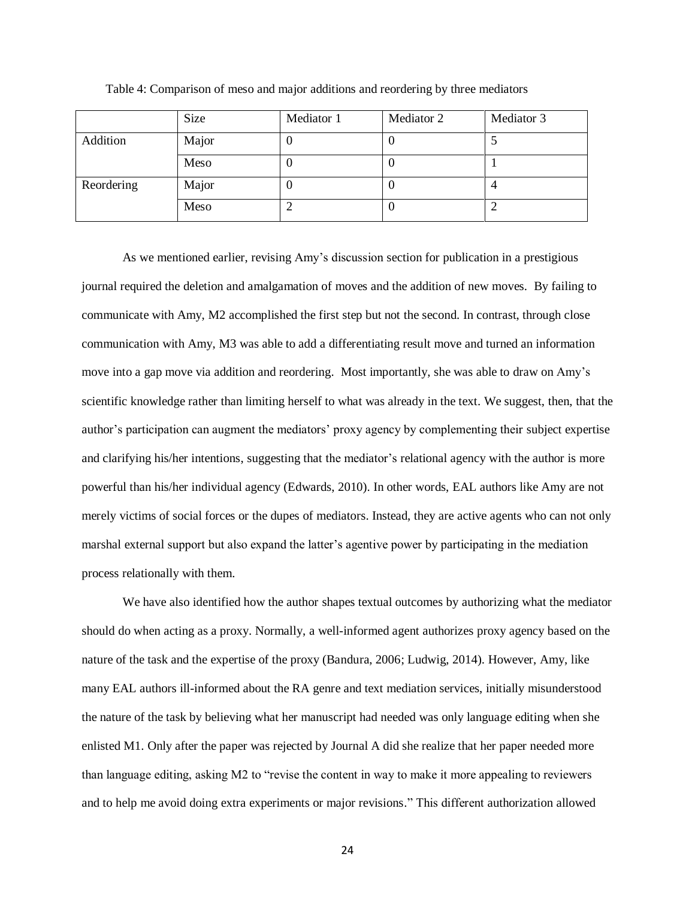Table 4: Comparison of meso and major additions and reordering by three mediators

| | Size | Mediator 1 | Mediator 2 | Mediator 3 |
|---|---|---|---|---|
| Addition | Major | 0 | 0 | 5 |
| | Meso | 0 | 0 | 1 |
| Reordering | Major | 0 | 0 | 4 |
| | Meso | 2 | 0 | 2 |

As we mentioned earlier, revising Amy's discussion section for publication in a prestigious journal required the deletion and amalgamation of moves and the addition of new moves. By failing to communicate with Amy, M2 accomplished the first step but not the second. In contrast, through close communication with Amy, M3 was able to add a differentiating result move and turned an information move into a gap move via addition and reordering. Most importantly, she was able to draw on Amy's scientific knowledge rather than limiting herself to what was already in the text. We suggest, then, that the author's participation can augment the mediators' proxy agency by complementing their subject expertise and clarifying his/her intentions, suggesting that the mediator's relational agency with the author is more powerful than his/her individual agency (Edwards, 2010). In other words, EAL authors like Amy are not merely victims of social forces or the dupes of mediators. Instead, they are active agents who can not only marshal external support but also expand the latter's agentive power by participating in the mediation process relationally with them.

We have also identified how the author shapes textual outcomes by authorizing what the mediator should do when acting as a proxy. Normally, a well-informed agent authorizes proxy agency based on the nature of the task and the expertise of the proxy (Bandura, 2006; Ludwig, 2014). However, Amy, like many EAL authors ill-informed about the RA genre and text mediation services, initially misunderstood the nature of the task by believing what her manuscript had needed was only language editing when she enlisted M1. Only after the paper was rejected by Journal A did she realize that her paper needed more than language editing, asking M2 to "revise the content in way to make it more appealing to reviewers and to help me avoid doing extra experiments or major revisions." This different authorization allowed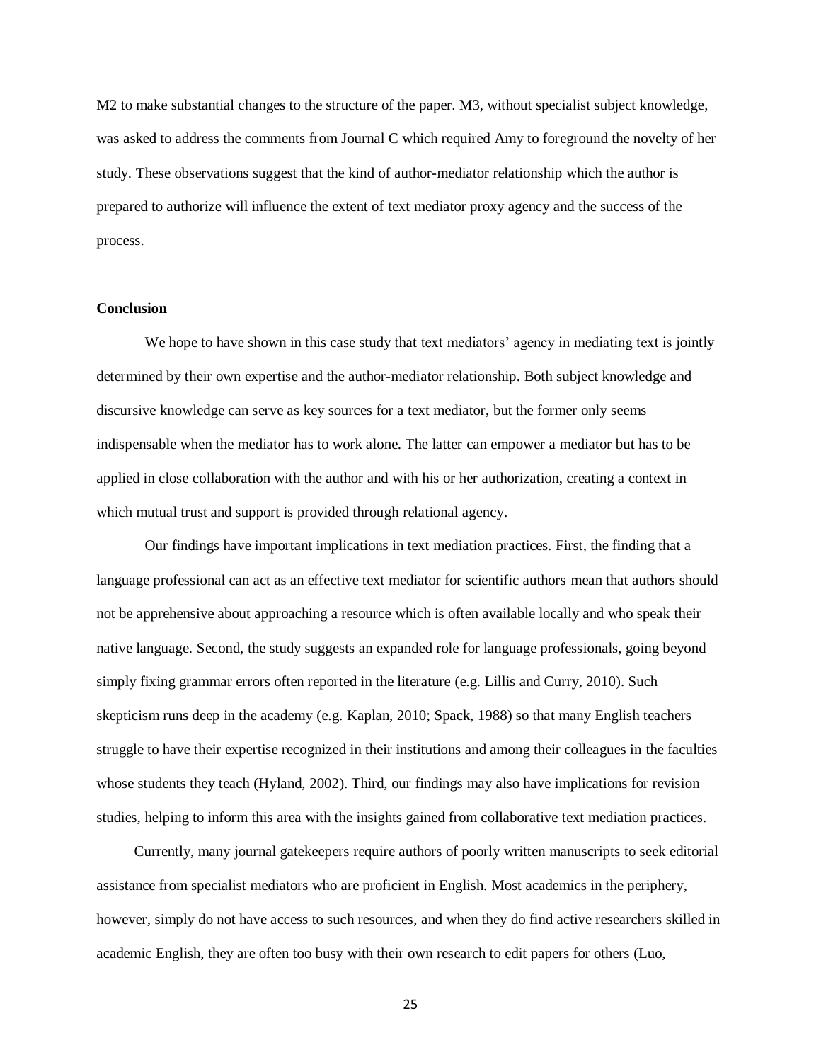M2 to make substantial changes to the structure of the paper. M3, without specialist subject knowledge, was asked to address the comments from Journal C which required Amy to foreground the novelty of her study. These observations suggest that the kind of author-mediator relationship which the author is prepared to authorize will influence the extent of text mediator proxy agency and the success of the process.

## Conclusion

We hope to have shown in this case study that text mediators' agency in mediating text is jointly determined by their own expertise and the author-mediator relationship. Both subject knowledge and discursive knowledge can serve as key sources for a text mediator, but the former only seems indispensable when the mediator has to work alone. The latter can empower a mediator but has to be applied in close collaboration with the author and with his or her authorization, creating a context in which mutual trust and support is provided through relational agency.

Our findings have important implications in text mediation practices. First, the finding that a language professional can act as an effective text mediator for scientific authors mean that authors should not be apprehensive about approaching a resource which is often available locally and who speak their native language. Second, the study suggests an expanded role for language professionals, going beyond simply fixing grammar errors often reported in the literature (e.g. Lillis and Curry, 2010). Such skepticism runs deep in the academy (e.g. Kaplan, 2010; Spack, 1988) so that many English teachers struggle to have their expertise recognized in their institutions and among their colleagues in the faculties whose students they teach (Hyland, 2002). Third, our findings may also have implications for revision studies, helping to inform this area with the insights gained from collaborative text mediation practices.

Currently, many journal gatekeepers require authors of poorly written manuscripts to seek editorial assistance from specialist mediators who are proficient in English. Most academics in the periphery, however, simply do not have access to such resources, and when they do find active researchers skilled in academic English, they are often too busy with their own research to edit papers for others (Luo,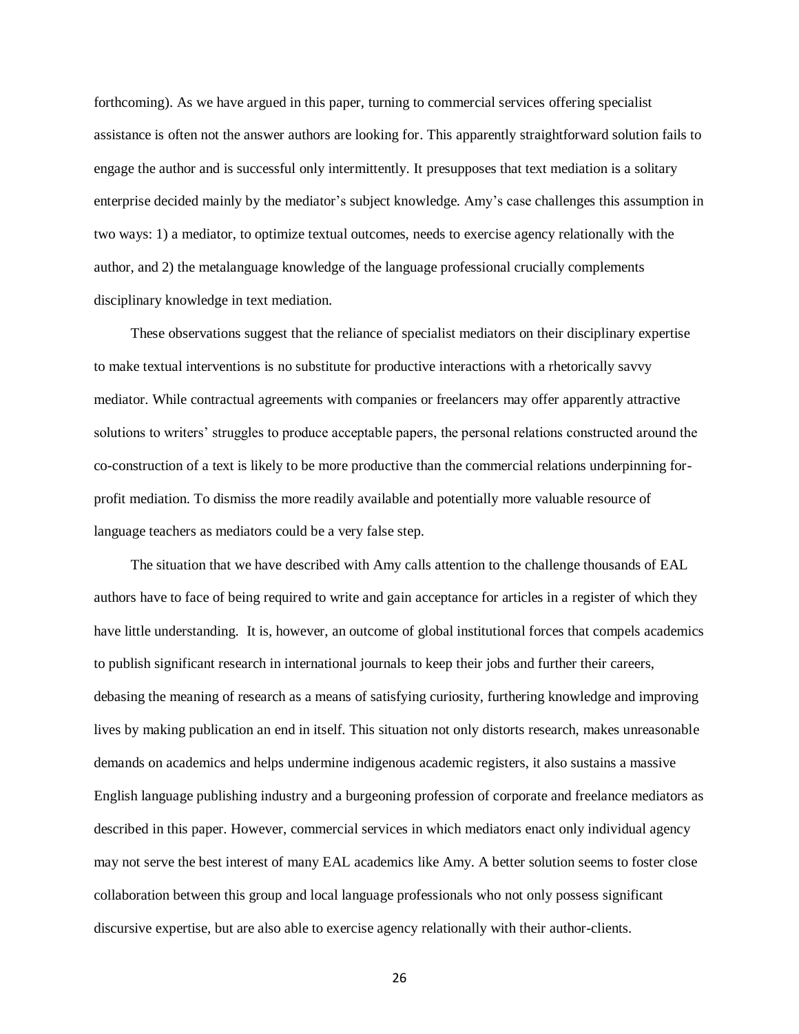forthcoming). As we have argued in this paper, turning to commercial services offering specialist assistance is often not the answer authors are looking for. This apparently straightforward solution fails to engage the author and is successful only intermittently. It presupposes that text mediation is a solitary enterprise decided mainly by the mediator's subject knowledge. Amy's case challenges this assumption in two ways: 1) a mediator, to optimize textual outcomes, needs to exercise agency relationally with the author, and 2) the metalanguage knowledge of the language professional crucially complements disciplinary knowledge in text mediation.

These observations suggest that the reliance of specialist mediators on their disciplinary expertise to make textual interventions is no substitute for productive interactions with a rhetorically savvy mediator. While contractual agreements with companies or freelancers may offer apparently attractive solutions to writers' struggles to produce acceptable papers, the personal relations constructed around the co-construction of a text is likely to be more productive than the commercial relations underpinning for-profit mediation. To dismiss the more readily available and potentially more valuable resource of language teachers as mediators could be a very false step.

The situation that we have described with Amy calls attention to the challenge thousands of EAL authors have to face of being required to write and gain acceptance for articles in a register of which they have little understanding. It is, however, an outcome of global institutional forces that compels academics to publish significant research in international journals to keep their jobs and further their careers, debasing the meaning of research as a means of satisfying curiosity, furthering knowledge and improving lives by making publication an end in itself. This situation not only distorts research, makes unreasonable demands on academics and helps undermine indigenous academic registers, it also sustains a massive English language publishing industry and a burgeoning profession of corporate and freelance mediators as described in this paper. However, commercial services in which mediators enact only individual agency may not serve the best interest of many EAL academics like Amy. A better solution seems to foster close collaboration between this group and local language professionals who not only possess significant discursive expertise, but are also able to exercise agency relationally with their author-clients.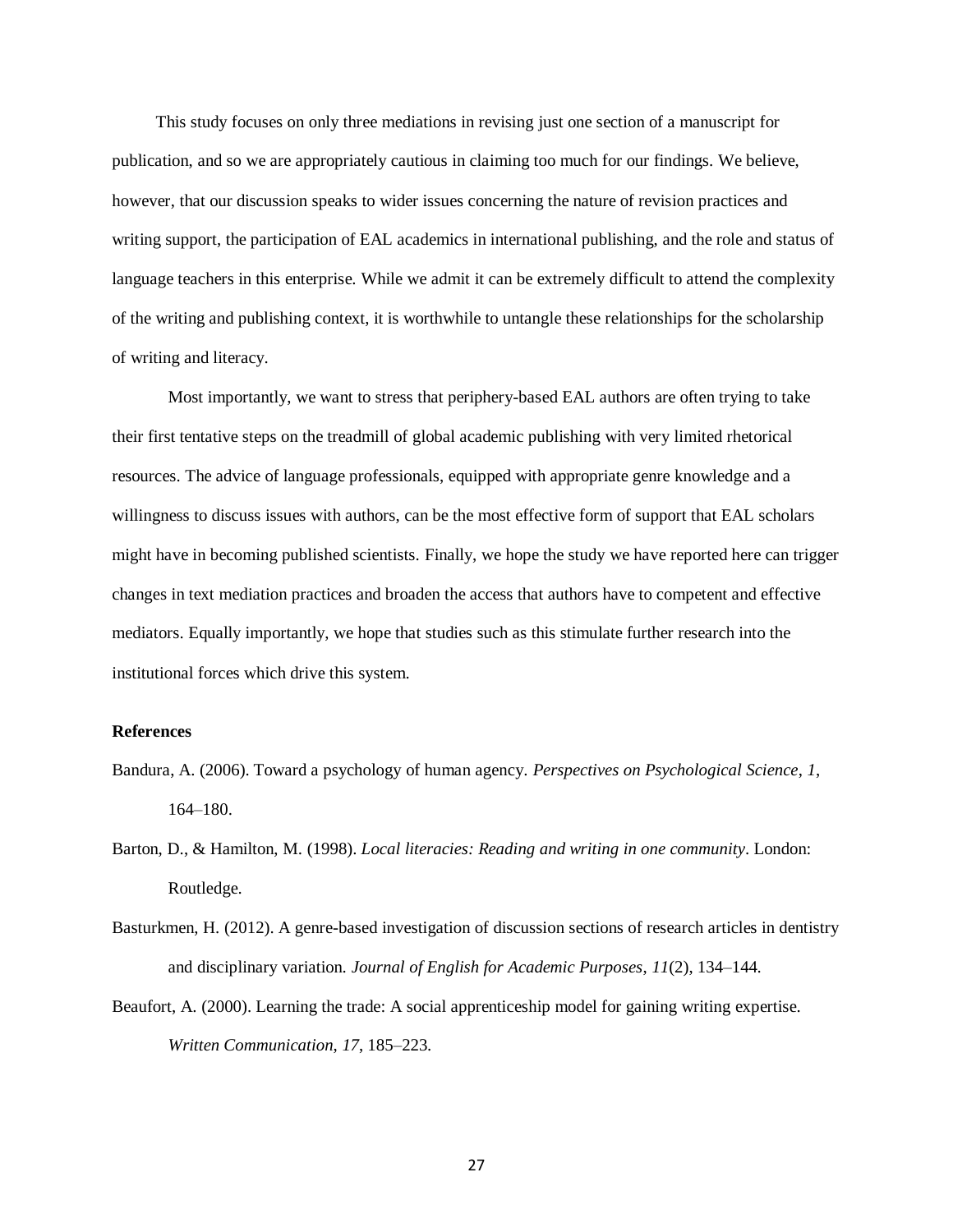This study focuses on only three mediations in revising just one section of a manuscript for publication, and so we are appropriately cautious in claiming too much for our findings. We believe, however, that our discussion speaks to wider issues concerning the nature of revision practices and writing support, the participation of EAL academics in international publishing, and the role and status of language teachers in this enterprise. While we admit it can be extremely difficult to attend the complexity of the writing and publishing context, it is worthwhile to untangle these relationships for the scholarship of writing and literacy.

Most importantly, we want to stress that periphery-based EAL authors are often trying to take their first tentative steps on the treadmill of global academic publishing with very limited rhetorical resources. The advice of language professionals, equipped with appropriate genre knowledge and a willingness to discuss issues with authors, can be the most effective form of support that EAL scholars might have in becoming published scientists. Finally, we hope the study we have reported here can trigger changes in text mediation practices and broaden the access that authors have to competent and effective mediators. Equally importantly, we hope that studies such as this stimulate further research into the institutional forces which drive this system.

**References**

Bandura, A. (2006). Toward a psychology of human agency. *Perspectives on Psychological Science*, *1*, 164–180.

Barton, D., & Hamilton, M. (1998). *Local literacies: Reading and writing in one community*. London: Routledge.

Basturkmen, H. (2012). A genre-based investigation of discussion sections of research articles in dentistry and disciplinary variation. *Journal of English for Academic Purposes*, *11*(2), 134–144.

Beaufort, A. (2000). Learning the trade: A social apprenticeship model for gaining writing expertise. *Written Communication*, *17*, 185–223.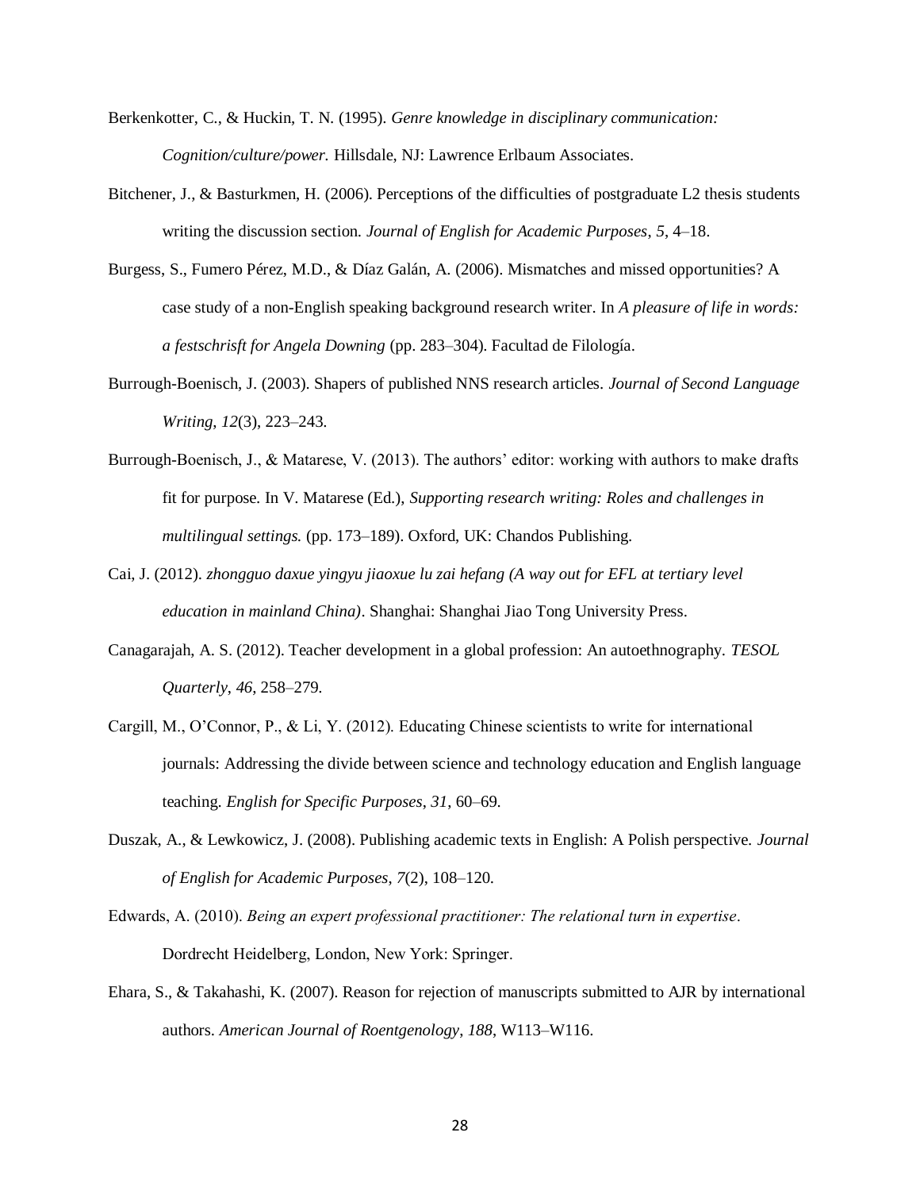Berkenkotter, C., & Huckin, T. N. (1995). *Genre knowledge in disciplinary communication: Cognition/culture/power.* Hillsdale, NJ: Lawrence Erlbaum Associates.

Bitchener, J., & Basturkmen, H. (2006). Perceptions of the difficulties of postgraduate L2 thesis students writing the discussion section. *Journal of English for Academic Purposes*, *5*, 4–18.

Burgess, S., Fumero Pérez, M.D., & Díaz Galán, A. (2006). Mismatches and missed opportunities? A case study of a non-English speaking background research writer. In *A pleasure of life in words: a festschrisft for Angela Downing* (pp. 283–304). Facultad de Filología.

Burrough-Boenisch, J. (2003). Shapers of published NNS research articles. *Journal of Second Language Writing*, *12*(3), 223–243.

Burrough-Boenisch, J., & Matarese, V. (2013). The authors' editor: working with authors to make drafts fit for purpose. In V. Matarese (Ed.), *Supporting research writing: Roles and challenges in multilingual settings.* (pp. 173–189). Oxford, UK: Chandos Publishing.

Cai, J. (2012). *zhongguo daxue yingyu jiaoxue lu zai hefang (A way out for EFL at tertiary level education in mainland China)*. Shanghai: Shanghai Jiao Tong University Press.

Canagarajah, A. S. (2012). Teacher development in a global profession: An autoethnography. *TESOL Quarterly*, *46*, 258–279.

Cargill, M., O'Connor, P., & Li, Y. (2012). Educating Chinese scientists to write for international journals: Addressing the divide between science and technology education and English language teaching. *English for Specific Purposes*, *31*, 60–69.

Duszak, A., & Lewkowicz, J. (2008). Publishing academic texts in English: A Polish perspective. *Journal of English for Academic Purposes*, *7*(2), 108–120.

Edwards, A. (2010). *Being an expert professional practitioner: The relational turn in expertise*. Dordrecht Heidelberg, London, New York: Springer.

Ehara, S., & Takahashi, K. (2007). Reason for rejection of manuscripts submitted to AJR by international authors. *American Journal of Roentgenology*, *188*, W113–W116.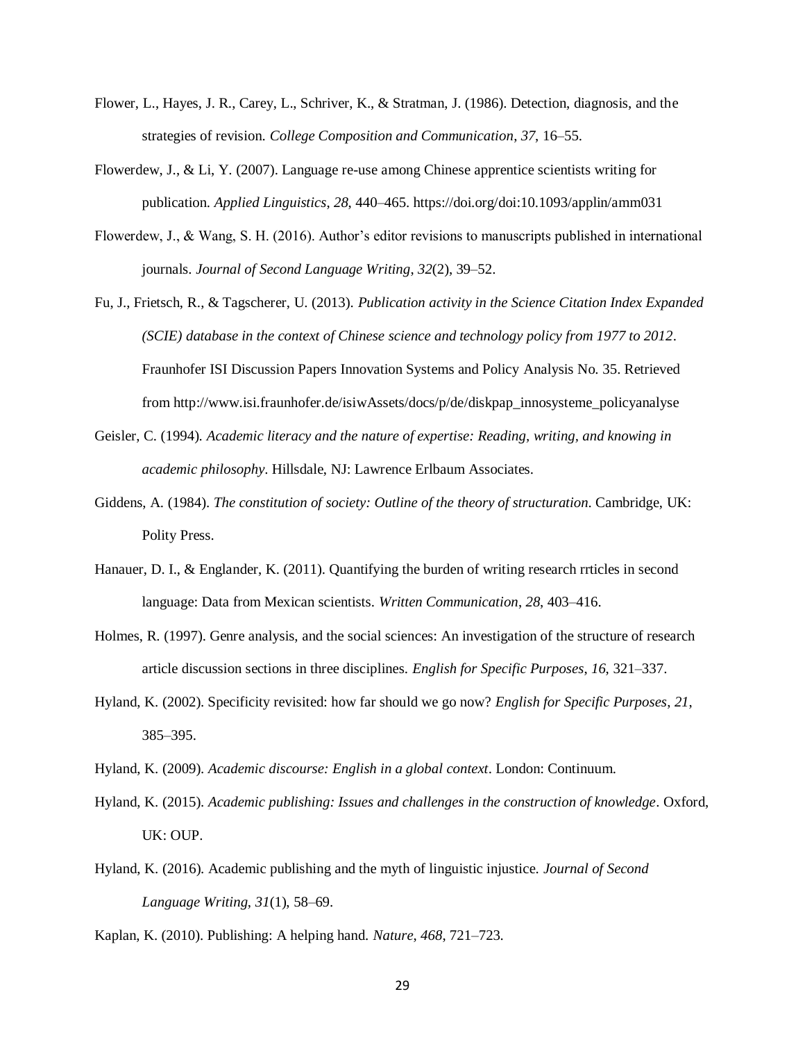Flower, L., Hayes, J. R., Carey, L., Schriver, K., & Stratman, J. (1986). Detection, diagnosis, and the strategies of revision. *College Composition and Communication*, *37*, 16–55.

Flowerdew, J., & Li, Y. (2007). Language re-use among Chinese apprentice scientists writing for publication. *Applied Linguistics*, *28*, 440–465. https://doi.org/doi:10.1093/applin/amm031

Flowerdew, J., & Wang, S. H. (2016). Author's editor revisions to manuscripts published in international journals. *Journal of Second Language Writing*, *32*(2), 39–52.

Fu, J., Frietsch, R., & Tagscherer, U. (2013). *Publication activity in the Science Citation Index Expanded (SCIE) database in the context of Chinese science and technology policy from 1977 to 2012*. Fraunhofer ISI Discussion Papers Innovation Systems and Policy Analysis No. 35. Retrieved from http://www.isi.fraunhofer.de/isiwAssets/docs/p/de/diskpap_innosysteme_policyanalyse

Geisler, C. (1994). *Academic literacy and the nature of expertise: Reading, writing, and knowing in academic philosophy*. Hillsdale, NJ: Lawrence Erlbaum Associates.

Giddens, A. (1984). *The constitution of society: Outline of the theory of structuration*. Cambridge, UK: Polity Press.

Hanauer, D. I., & Englander, K. (2011). Quantifying the burden of writing research rrticles in second language: Data from Mexican scientists. *Written Communication*, *28*, 403–416.

Holmes, R. (1997). Genre analysis, and the social sciences: An investigation of the structure of research article discussion sections in three disciplines. *English for Specific Purposes*, *16*, 321–337.

Hyland, K. (2002). Specificity revisited: how far should we go now? *English for Specific Purposes*, *21*, 385–395.

Hyland, K. (2009). *Academic discourse: English in a global context*. London: Continuum.

Hyland, K. (2015). *Academic publishing: Issues and challenges in the construction of knowledge*. Oxford, UK: OUP.

Hyland, K. (2016). Academic publishing and the myth of linguistic injustice. *Journal of Second Language Writing*, *31*(1), 58–69.

Kaplan, K. (2010). Publishing: A helping hand. *Nature*, *468*, 721–723.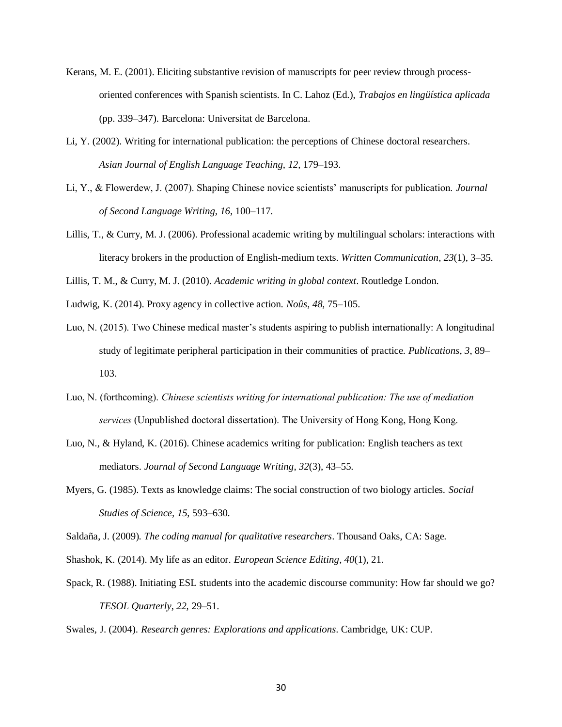Kerans, M. E. (2001). Eliciting substantive revision of manuscripts for peer review through process-oriented conferences with Spanish scientists. In C. Lahoz (Ed.), *Trabajos en lingüística aplicada* (pp. 339–347). Barcelona: Universitat de Barcelona.

Li, Y. (2002). Writing for international publication: the perceptions of Chinese doctoral researchers. *Asian Journal of English Language Teaching*, *12*, 179–193.

Li, Y., & Flowerdew, J. (2007). Shaping Chinese novice scientists' manuscripts for publication. *Journal of Second Language Writing*, *16*, 100–117.

Lillis, T., & Curry, M. J. (2006). Professional academic writing by multilingual scholars: interactions with literacy brokers in the production of English-medium texts. *Written Communication*, *23*(1), 3–35.

Lillis, T. M., & Curry, M. J. (2010). *Academic writing in global context*. Routledge London.

Ludwig, K. (2014). Proxy agency in collective action. *Noûs*, *48*, 75–105.

Luo, N. (2015). Two Chinese medical master's students aspiring to publish internationally: A longitudinal study of legitimate peripheral participation in their communities of practice. *Publications*, *3*, 89–103.

Luo, N. (forthcoming). *Chinese scientists writing for international publication: The use of mediation services* (Unpublished doctoral dissertation). The University of Hong Kong, Hong Kong.

Luo, N., & Hyland, K. (2016). Chinese academics writing for publication: English teachers as text mediators. *Journal of Second Language Writing*, *32*(3), 43–55.

Myers, G. (1985). Texts as knowledge claims: The social construction of two biology articles. *Social Studies of Science*, *15*, 593–630.

Saldaña, J. (2009). *The coding manual for qualitative researchers*. Thousand Oaks, CA: Sage.

Shashok, K. (2014). My life as an editor. *European Science Editing*, *40*(1), 21.

Spack, R. (1988). Initiating ESL students into the academic discourse community: How far should we go? *TESOL Quarterly*, *22*, 29–51.

Swales, J. (2004). *Research genres: Explorations and applications*. Cambridge, UK: CUP.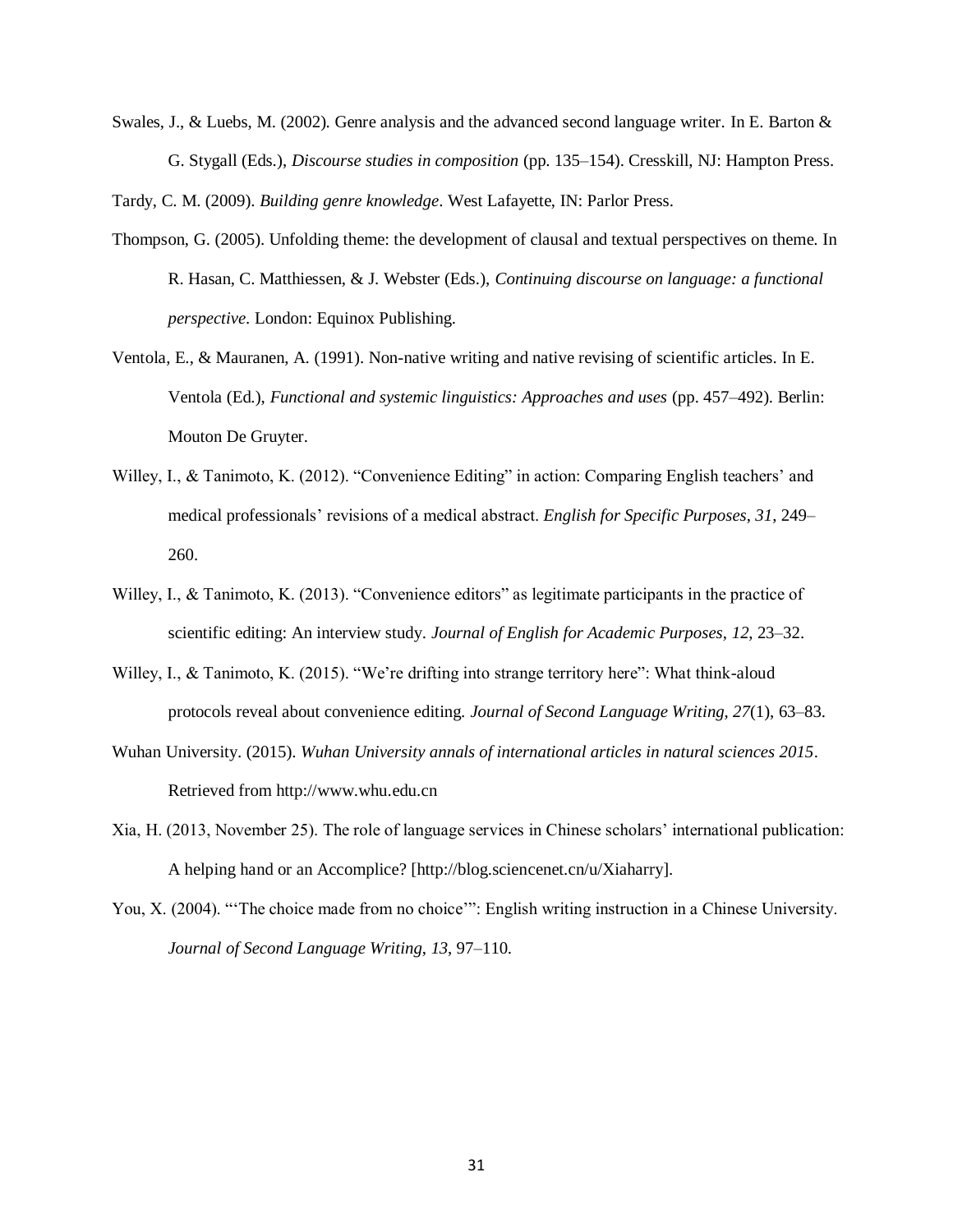Swales, J., & Luebs, M. (2002). Genre analysis and the advanced second language writer. In E. Barton & G. Stygall (Eds.), *Discourse studies in composition* (pp. 135–154). Cresskill, NJ: Hampton Press.

Tardy, C. M. (2009). *Building genre knowledge*. West Lafayette, IN: Parlor Press.

Thompson, G. (2005). Unfolding theme: the development of clausal and textual perspectives on theme. In R. Hasan, C. Matthiessen, & J. Webster (Eds.), *Continuing discourse on language: a functional perspective*. London: Equinox Publishing.

Ventola, E., & Mauranen, A. (1991). Non-native writing and native revising of scientific articles. In E. Ventola (Ed.), *Functional and systemic linguistics: Approaches and uses* (pp. 457–492). Berlin: Mouton De Gruyter.

Willey, I., & Tanimoto, K. (2012). "Convenience Editing" in action: Comparing English teachers' and medical professionals' revisions of a medical abstract. *English for Specific Purposes*, *31*, 249–260.

Willey, I., & Tanimoto, K. (2013). "Convenience editors" as legitimate participants in the practice of scientific editing: An interview study. *Journal of English for Academic Purposes*, *12*, 23–32.

Willey, I., & Tanimoto, K. (2015). "We're drifting into strange territory here": What think-aloud protocols reveal about convenience editing. *Journal of Second Language Writing*, *27*(1), 63–83.

Wuhan University. (2015). *Wuhan University annals of international articles in natural sciences 2015*. Retrieved from http://www.whu.edu.cn

Xia, H. (2013, November 25). The role of language services in Chinese scholars' international publication: A helping hand or an Accomplice? [http://blog.sciencenet.cn/u/Xiaharry].

You, X. (2004). "'The choice made from no choice'": English writing instruction in a Chinese University. *Journal of Second Language Writing*, *13*, 97–110.